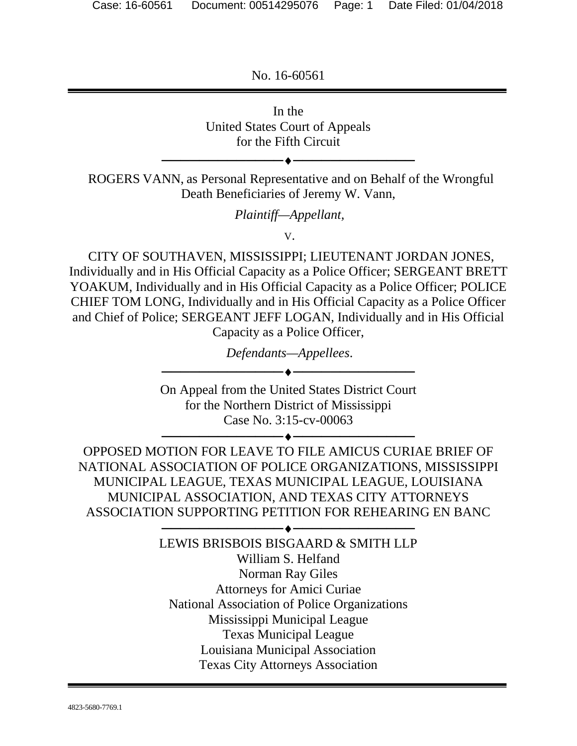No. 16-60561

---

In the
United States Court of Appeals
for the Fifth Circuit

---

ROGERS VANN, as Personal Representative and on Behalf of the Wrongful Death Beneficiaries of Jeremy W. Vann,

*Plaintiff—Appellant*,

v.

CITY OF SOUTHAVEN, MISSISSIPPI; LIEUTENANT JORDAN JONES, Individually and in His Official Capacity as a Police Officer; SERGEANT BRETT YOAKUM, Individually and in His Official Capacity as a Police Officer; POLICE CHIEF TOM LONG, Individually and in His Official Capacity as a Police Officer and Chief of Police; SERGEANT JEFF LOGAN, Individually and in His Official Capacity as a Police Officer,

*Defendants—Appellees*.

---

On Appeal from the United States District Court
for the Northern District of Mississippi
Case No. 3:15-cv-00063

---

OPPOSED MOTION FOR LEAVE TO FILE AMICUS CURIAE BRIEF OF NATIONAL ASSOCIATION OF POLICE ORGANIZATIONS, MISSISSIPPI MUNICIPAL LEAGUE, TEXAS MUNICIPAL LEAGUE, LOUISIANA MUNICIPAL ASSOCIATION, AND TEXAS CITY ATTORNEYS ASSOCIATION SUPPORTING PETITION FOR REHEARING EN BANC

---

LEWIS BRISBOIS BISGAARD & SMITH LLP
William S. Helfand
Norman Ray Giles
Attorneys for Amici Curiae
National Association of Police Organizations
Mississippi Municipal League
Texas Municipal League
Louisiana Municipal Association
Texas City Attorneys Association

4823-5680-7769.1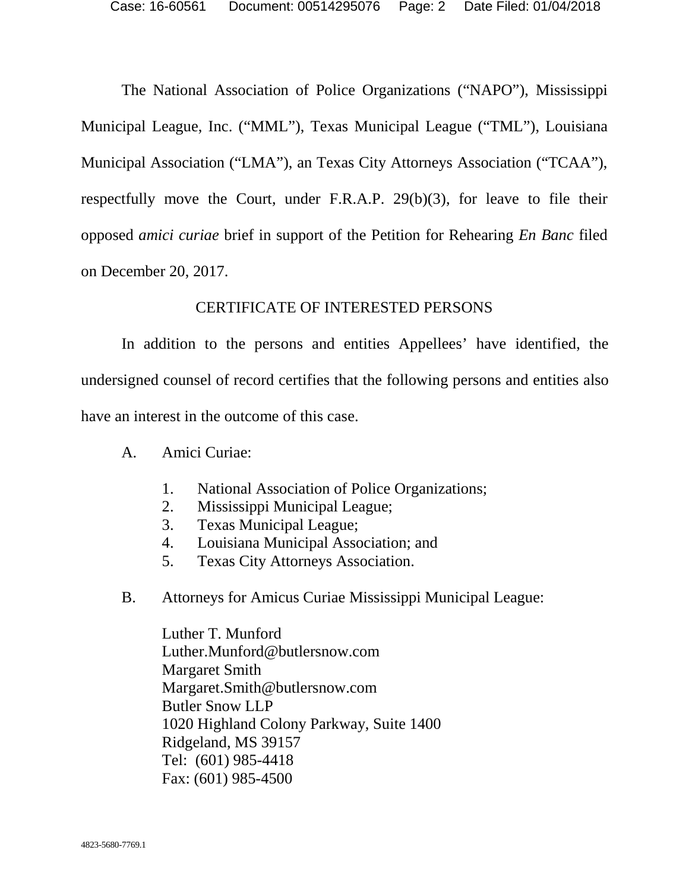The National Association of Police Organizations ("NAPO"), Mississippi Municipal League, Inc. ("MML"), Texas Municipal League ("TML"), Louisiana Municipal Association ("LMA"), an Texas City Attorneys Association ("TCAA"), respectfully move the Court, under F.R.A.P. 29(b)(3), for leave to file their opposed *amici curiae* brief in support of the Petition for Rehearing *En Banc* filed on December 20, 2017.

## CERTIFICATE OF INTERESTED PERSONS

In addition to the persons and entities Appellees' have identified, the undersigned counsel of record certifies that the following persons and entities also have an interest in the outcome of this case.

A. Amici Curiae:

1. National Association of Police Organizations;
2. Mississippi Municipal League;
3. Texas Municipal League;
4. Louisiana Municipal Association; and
5. Texas City Attorneys Association.

B. Attorneys for Amicus Curiae Mississippi Municipal League:

Luther T. Munford
Luther.Munford@butlersnow.com
Margaret Smith
Margaret.Smith@butlersnow.com
Butler Snow LLP
1020 Highland Colony Parkway, Suite 1400
Ridgeland, MS 39157
Tel: (601) 985-4418
Fax: (601) 985-4500

4823-5680-7769.1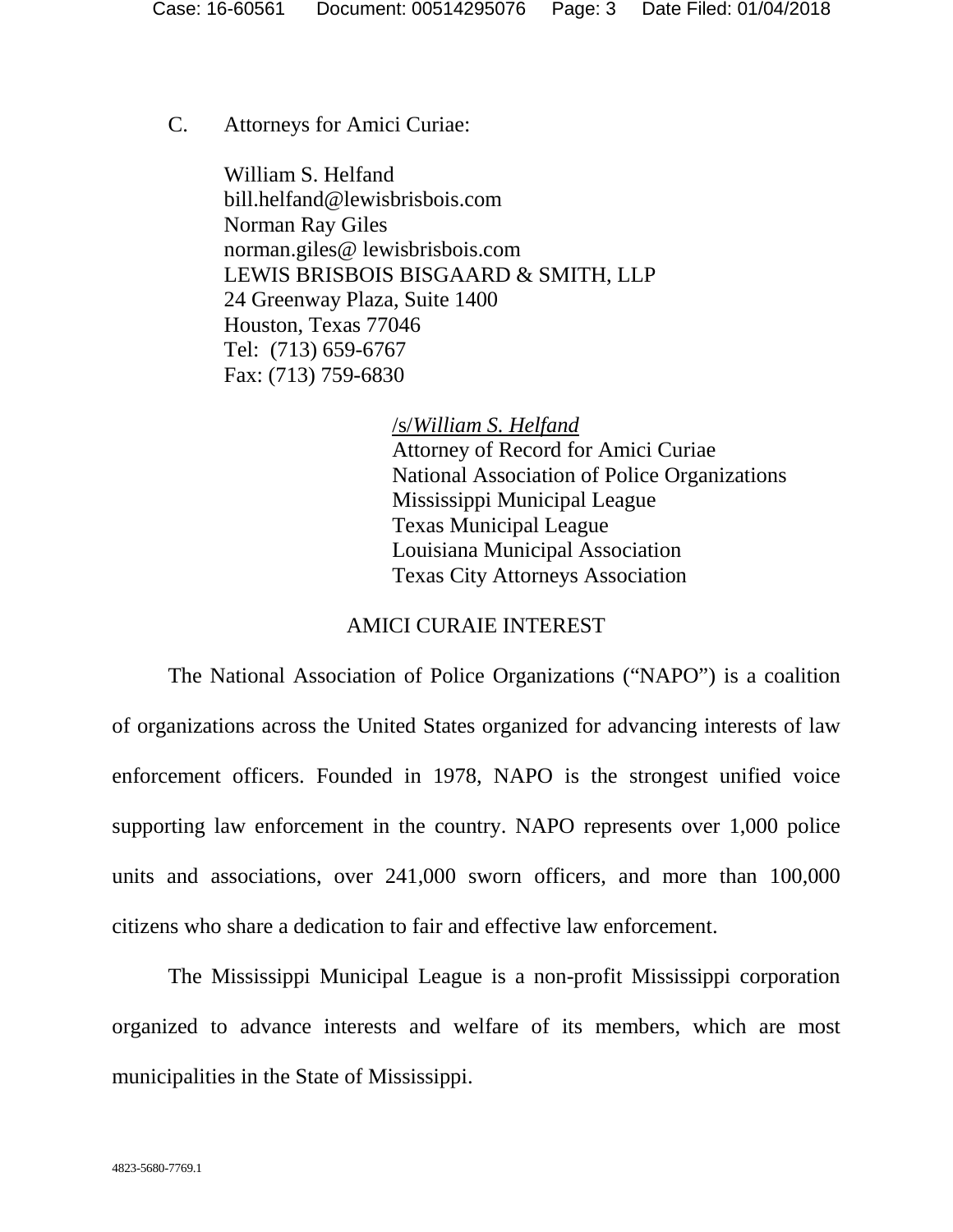C. Attorneys for Amici Curiae:

William S. Helfand
bill.helfand@lewisbrisbois.com
Norman Ray Giles
norman.giles@ lewisbrisbois.com
LEWIS BRISBOIS BISGAARD & SMITH, LLP
24 Greenway Plaza, Suite 1400
Houston, Texas 77046
Tel: (713) 659-6767
Fax: (713) 759-6830

/s/*William S. Helfand*
Attorney of Record for Amici Curiae
National Association of Police Organizations
Mississippi Municipal League
Texas Municipal League
Louisiana Municipal Association
Texas City Attorneys Association

AMICI CURAIE INTEREST

The National Association of Police Organizations ("NAPO") is a coalition of organizations across the United States organized for advancing interests of law enforcement officers. Founded in 1978, NAPO is the strongest unified voice supporting law enforcement in the country. NAPO represents over 1,000 police units and associations, over 241,000 sworn officers, and more than 100,000 citizens who share a dedication to fair and effective law enforcement.

The Mississippi Municipal League is a non-profit Mississippi corporation organized to advance interests and welfare of its members, which are most municipalities in the State of Mississippi.

4823-5680-7769.1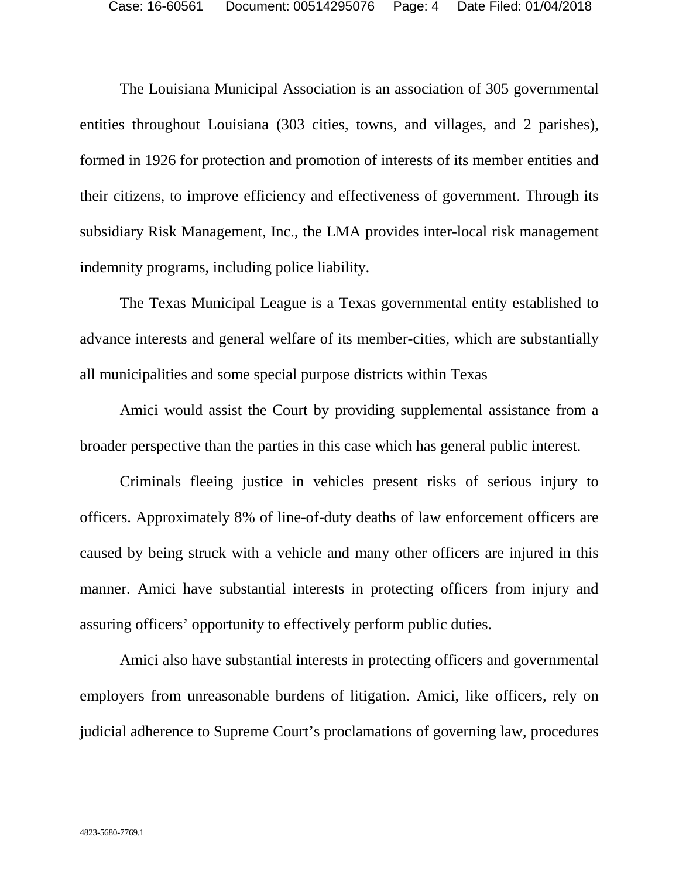The Louisiana Municipal Association is an association of 305 governmental entities throughout Louisiana (303 cities, towns, and villages, and 2 parishes), formed in 1926 for protection and promotion of interests of its member entities and their citizens, to improve efficiency and effectiveness of government. Through its subsidiary Risk Management, Inc., the LMA provides inter-local risk management indemnity programs, including police liability.

The Texas Municipal League is a Texas governmental entity established to advance interests and general welfare of its member-cities, which are substantially all municipalities and some special purpose districts within Texas

Amici would assist the Court by providing supplemental assistance from a broader perspective than the parties in this case which has general public interest.

Criminals fleeing justice in vehicles present risks of serious injury to officers. Approximately 8% of line-of-duty deaths of law enforcement officers are caused by being struck with a vehicle and many other officers are injured in this manner. Amici have substantial interests in protecting officers from injury and assuring officers' opportunity to effectively perform public duties.

Amici also have substantial interests in protecting officers and governmental employers from unreasonable burdens of litigation. Amici, like officers, rely on judicial adherence to Supreme Court's proclamations of governing law, procedures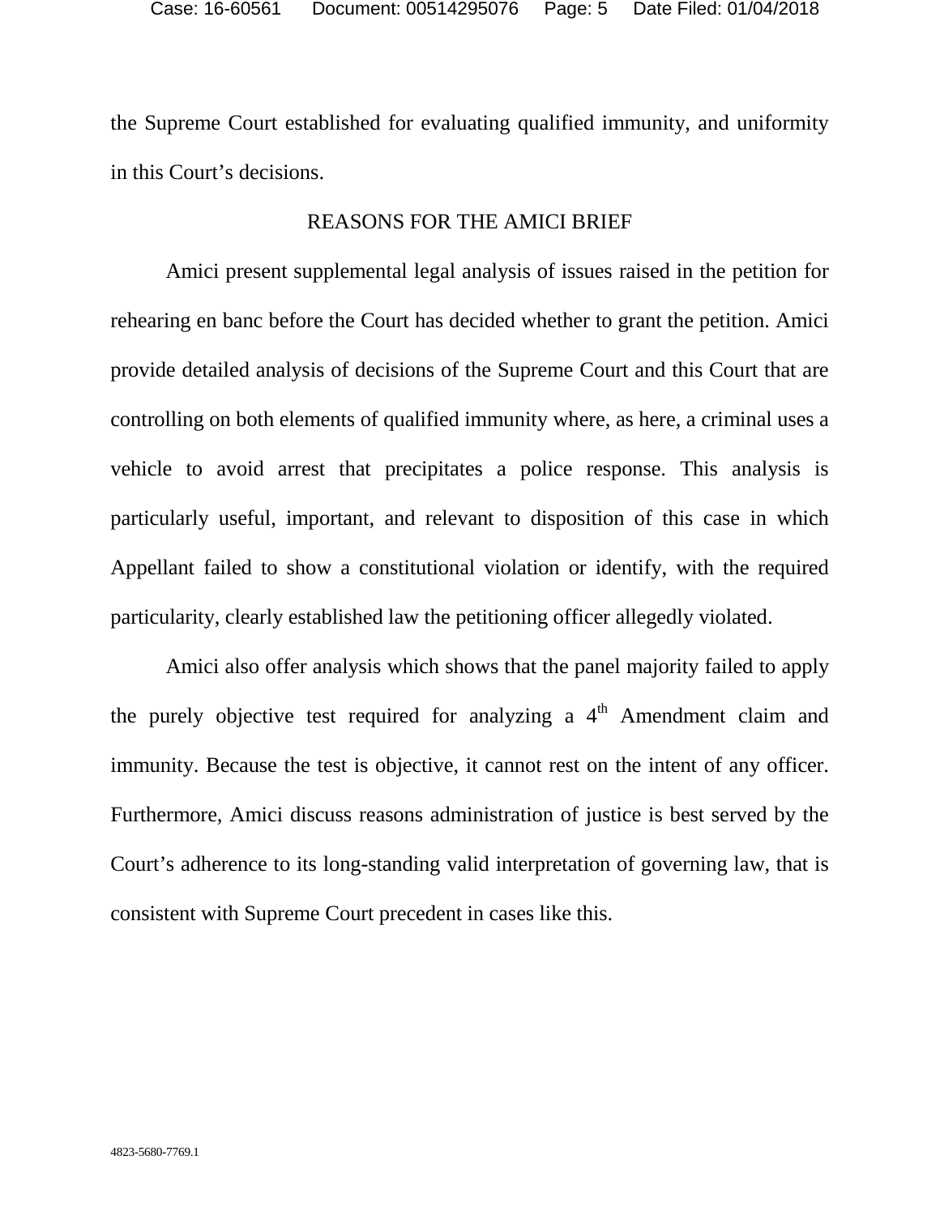the Supreme Court established for evaluating qualified immunity, and uniformity in this Court's decisions.

## REASONS FOR THE AMICI BRIEF

Amici present supplemental legal analysis of issues raised in the petition for rehearing en banc before the Court has decided whether to grant the petition. Amici provide detailed analysis of decisions of the Supreme Court and this Court that are controlling on both elements of qualified immunity where, as here, a criminal uses a vehicle to avoid arrest that precipitates a police response. This analysis is particularly useful, important, and relevant to disposition of this case in which Appellant failed to show a constitutional violation or identify, with the required particularity, clearly established law the petitioning officer allegedly violated.

Amici also offer analysis which shows that the panel majority failed to apply the purely objective test required for analyzing a 4th Amendment claim and immunity. Because the test is objective, it cannot rest on the intent of any officer. Furthermore, Amici discuss reasons administration of justice is best served by the Court's adherence to its long-standing valid interpretation of governing law, that is consistent with Supreme Court precedent in cases like this.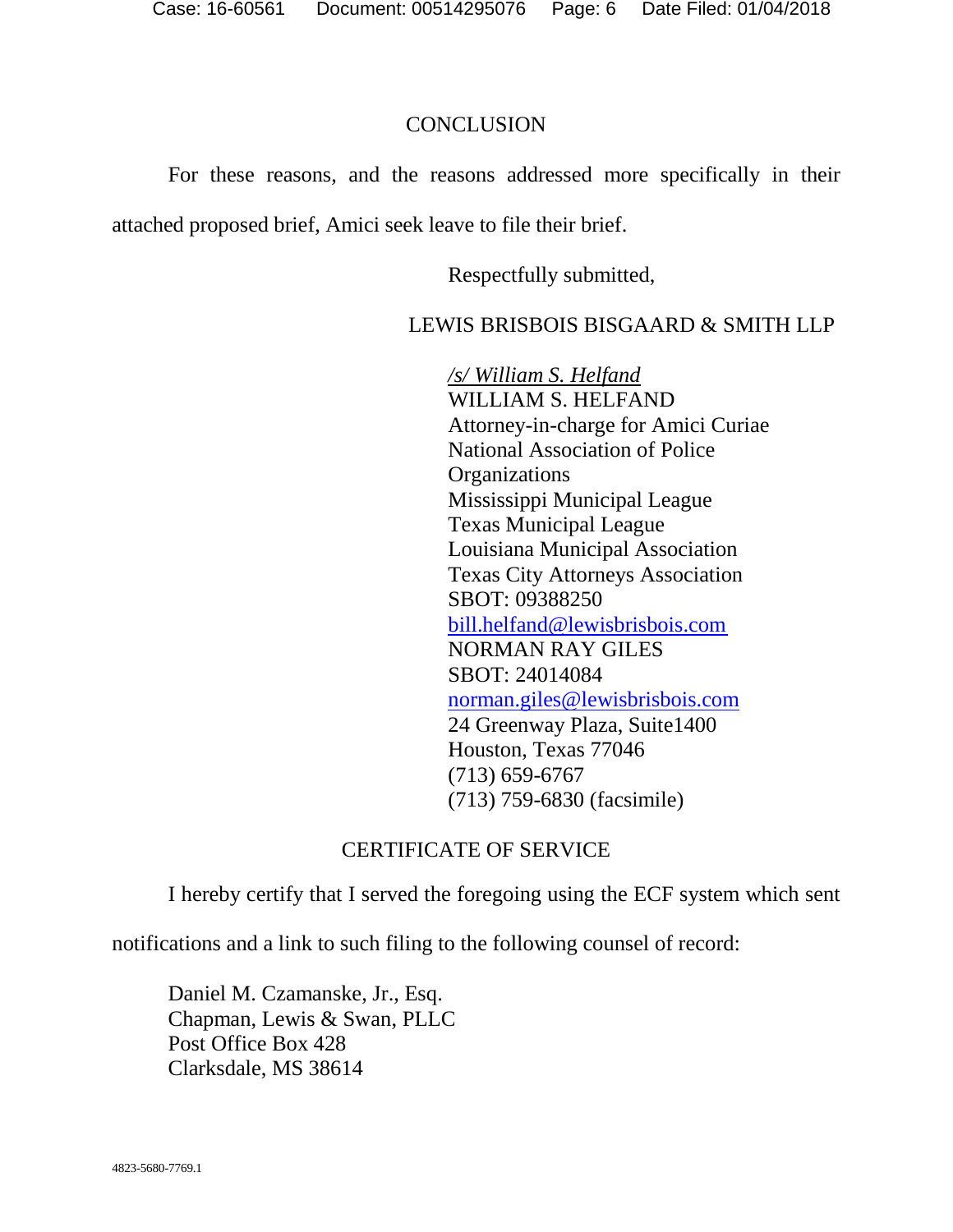## CONCLUSION

For these reasons, and the reasons addressed more specifically in their attached proposed brief, Amici seek leave to file their brief.

Respectfully submitted,

LEWIS BRISBOIS BISGAARD & SMITH LLP

*/s/ William S. Helfand*
WILLIAM S. HELFAND
Attorney-in-charge for Amici Curiae
National Association of Police Organizations
Mississippi Municipal League
Texas Municipal League
Louisiana Municipal Association
Texas City Attorneys Association
SBOT: 09388250
bill.helfand@lewisbrisbois.com
NORMAN RAY GILES
SBOT: 24014084
norman.giles@lewisbrisbois.com
24 Greenway Plaza, Suite1400
Houston, Texas 77046
(713) 659-6767
(713) 759-6830 (facsimile)

## CERTIFICATE OF SERVICE

I hereby certify that I served the foregoing using the ECF system which sent notifications and a link to such filing to the following counsel of record:

Daniel M. Czamanske, Jr., Esq.
Chapman, Lewis & Swan, PLLC
Post Office Box 428
Clarksdale, MS 38614

4823-5680-7769.1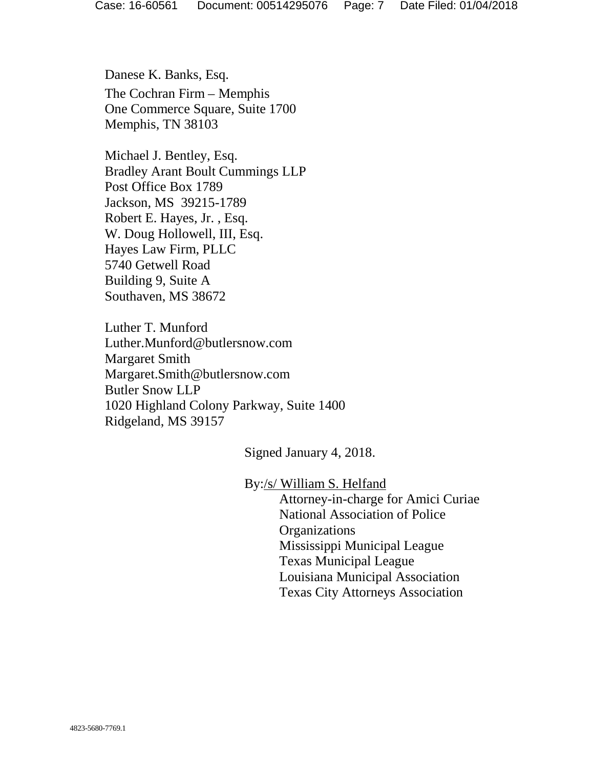Danese K. Banks, Esq.
The Cochran Firm – Memphis
One Commerce Square, Suite 1700
Memphis, TN 38103

Michael J. Bentley, Esq.
Bradley Arant Boult Cummings LLP
Post Office Box 1789
Jackson, MS 39215-1789
Robert E. Hayes, Jr. , Esq.
W. Doug Hollowell, III, Esq.
Hayes Law Firm, PLLC
5740 Getwell Road
Building 9, Suite A
Southaven, MS 38672

Luther T. Munford
Luther.Munford@butlersnow.com
Margaret Smith
Margaret.Smith@butlersnow.com
Butler Snow LLP
1020 Highland Colony Parkway, Suite 1400
Ridgeland, MS 39157

Signed January 4, 2018.

By:/s/ William S. Helfand
Attorney-in-charge for Amici Curiae
National Association of Police Organizations
Mississippi Municipal League
Texas Municipal League
Louisiana Municipal Association
Texas City Attorneys Association

4823-5680-7769.1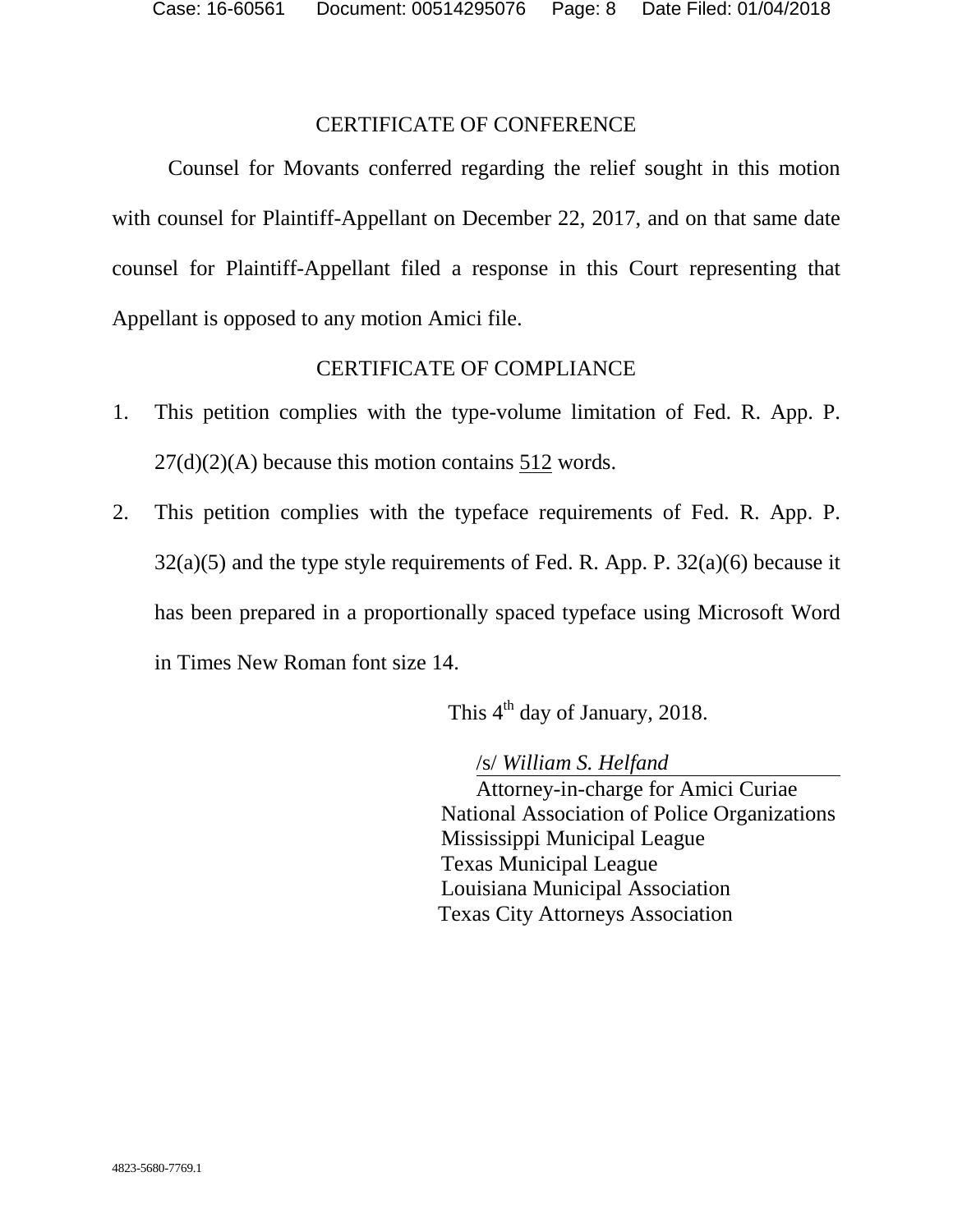## CERTIFICATE OF CONFERENCE

Counsel for Movants conferred regarding the relief sought in this motion with counsel for Plaintiff-Appellant on December 22, 2017, and on that same date counsel for Plaintiff-Appellant filed a response in this Court representing that Appellant is opposed to any motion Amici file.

## CERTIFICATE OF COMPLIANCE

1. This petition complies with the type-volume limitation of Fed. R. App. P. 27(d)(2)(A) because this motion contains 512 words.
2. This petition complies with the typeface requirements of Fed. R. App. P. 32(a)(5) and the type style requirements of Fed. R. App. P. 32(a)(6) because it has been prepared in a proportionally spaced typeface using Microsoft Word in Times New Roman font size 14.

This 4th day of January, 2018.

/s/ *William S. Helfand*
Attorney-in-charge for Amici Curiae
National Association of Police Organizations
Mississippi Municipal League
Texas Municipal League
Louisiana Municipal Association
Texas City Attorneys Association

4823-5680-7769.1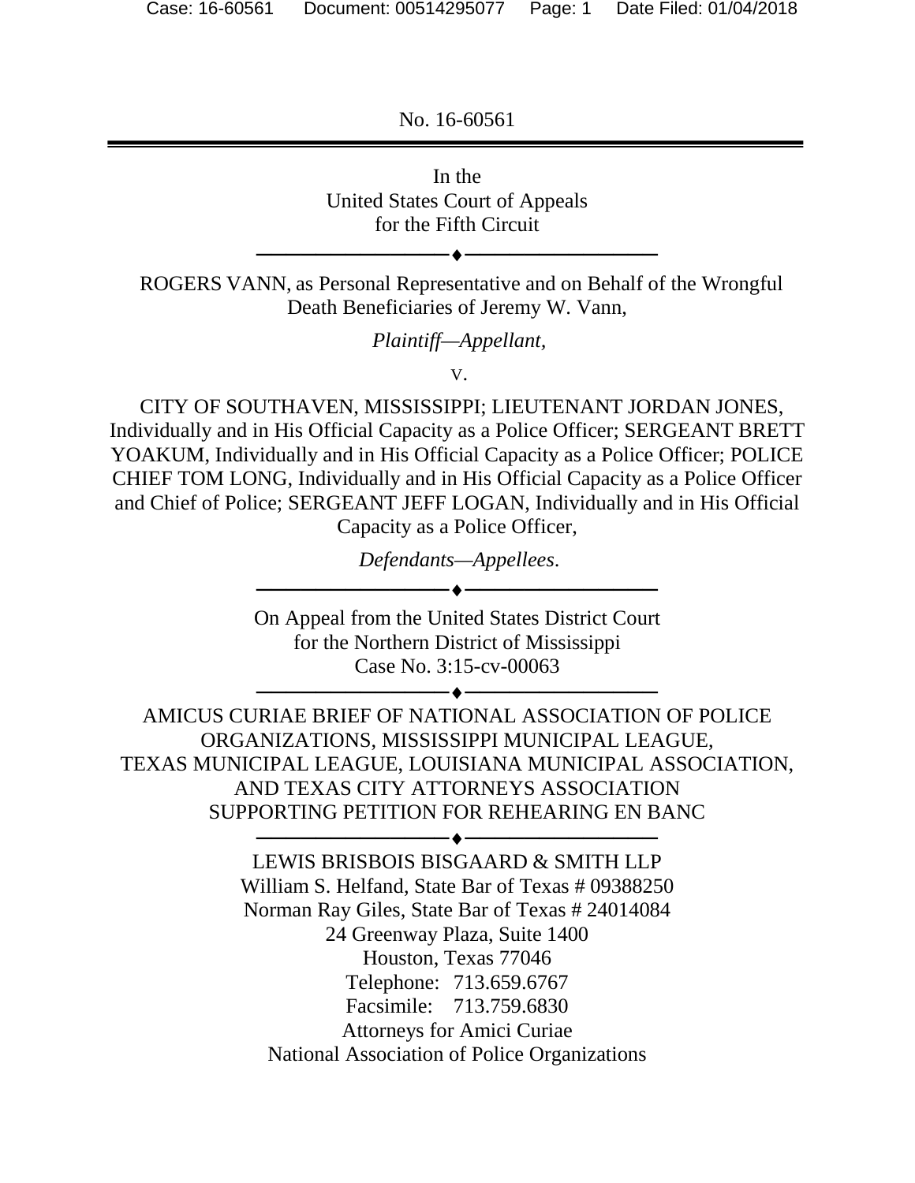No. 16-60561

---

In the
United States Court of Appeals
for the Fifth Circuit

―――――――――♦―――――――――

ROGERS VANN, as Personal Representative and on Behalf of the Wrongful Death Beneficiaries of Jeremy W. Vann,

*Plaintiff—Appellant*,

v.

CITY OF SOUTHAVEN, MISSISSIPPI; LIEUTENANT JORDAN JONES, Individually and in His Official Capacity as a Police Officer; SERGEANT BRETT YOAKUM, Individually and in His Official Capacity as a Police Officer; POLICE CHIEF TOM LONG, Individually and in His Official Capacity as a Police Officer and Chief of Police; SERGEANT JEFF LOGAN, Individually and in His Official Capacity as a Police Officer,

*Defendants—Appellees*.

―――――――――♦―――――――――

On Appeal from the United States District Court
for the Northern District of Mississippi
Case No. 3:15-cv-00063

―――――――――♦―――――――――

AMICUS CURIAE BRIEF OF NATIONAL ASSOCIATION OF POLICE ORGANIZATIONS, MISSISSIPPI MUNICIPAL LEAGUE, TEXAS MUNICIPAL LEAGUE, LOUISIANA MUNICIPAL ASSOCIATION, AND TEXAS CITY ATTORNEYS ASSOCIATION SUPPORTING PETITION FOR REHEARING EN BANC

―――――――――♦―――――――――

LEWIS BRISBOIS BISGAARD & SMITH LLP
William S. Helfand, State Bar of Texas # 09388250
Norman Ray Giles, State Bar of Texas # 24014084
24 Greenway Plaza, Suite 1400
Houston, Texas 77046
Telephone: 713.659.6767
Facsimile: 713.759.6830
Attorneys for Amici Curiae
National Association of Police Organizations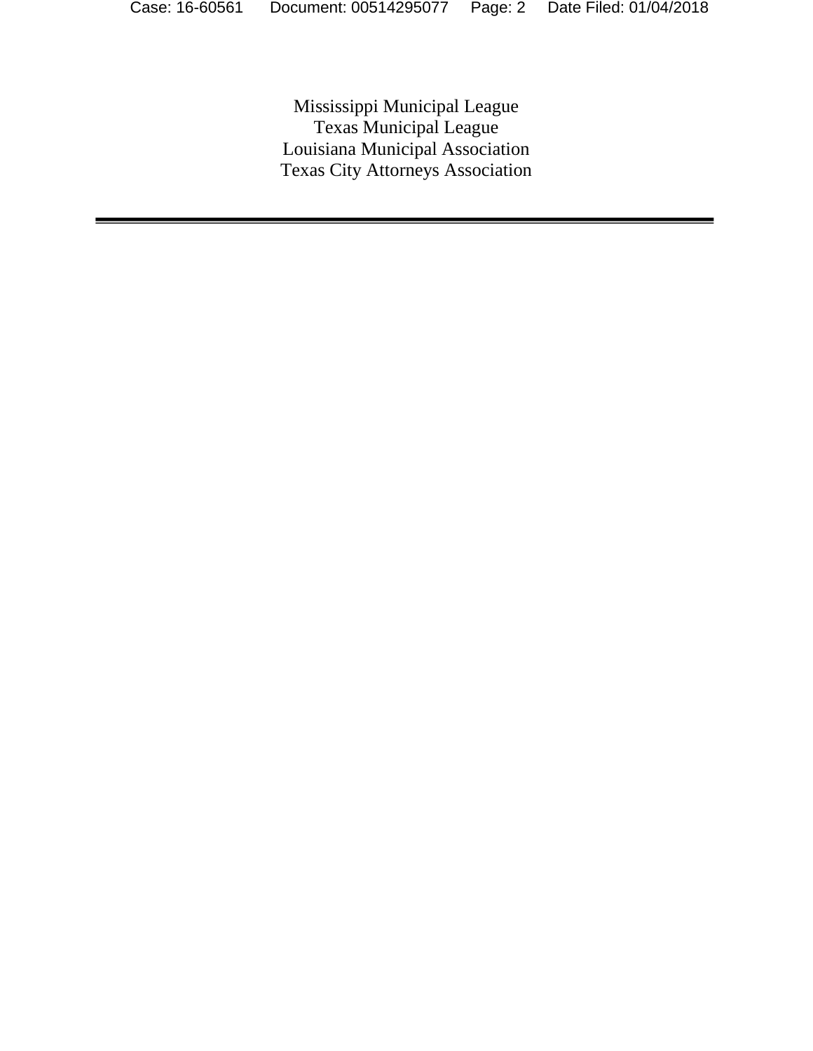Mississippi Municipal League
Texas Municipal League
Louisiana Municipal Association
Texas City Attorneys Association

---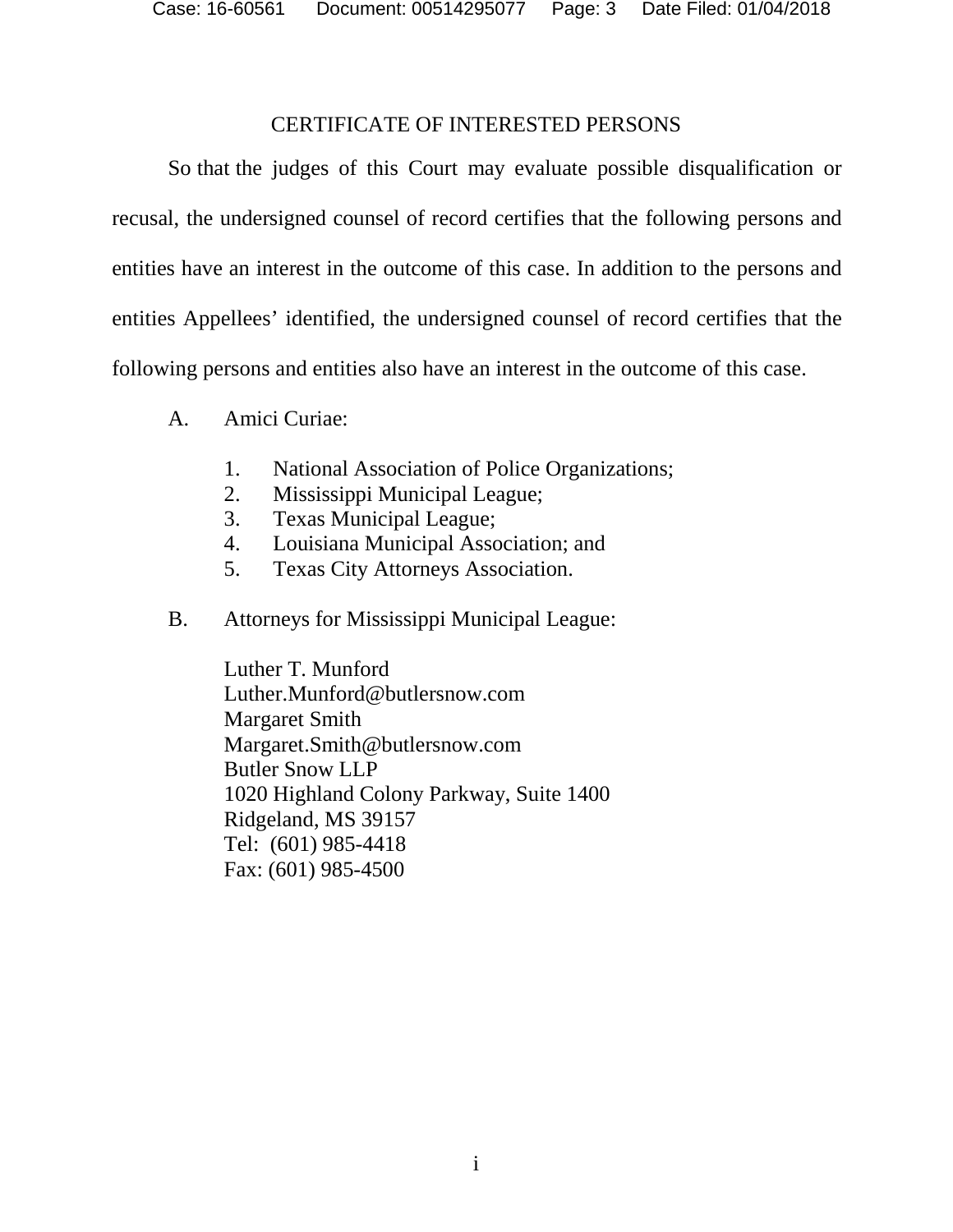## CERTIFICATE OF INTERESTED PERSONS

So that the judges of this Court may evaluate possible disqualification or recusal, the undersigned counsel of record certifies that the following persons and entities have an interest in the outcome of this case. In addition to the persons and entities Appellees' identified, the undersigned counsel of record certifies that the following persons and entities also have an interest in the outcome of this case.

A. Amici Curiae:

1. National Association of Police Organizations;
2. Mississippi Municipal League;
3. Texas Municipal League;
4. Louisiana Municipal Association; and
5. Texas City Attorneys Association.

B. Attorneys for Mississippi Municipal League:

Luther T. Munford
Luther.Munford@butlersnow.com
Margaret Smith
Margaret.Smith@butlersnow.com
Butler Snow LLP
1020 Highland Colony Parkway, Suite 1400
Ridgeland, MS 39157
Tel: (601) 985-4418
Fax: (601) 985-4500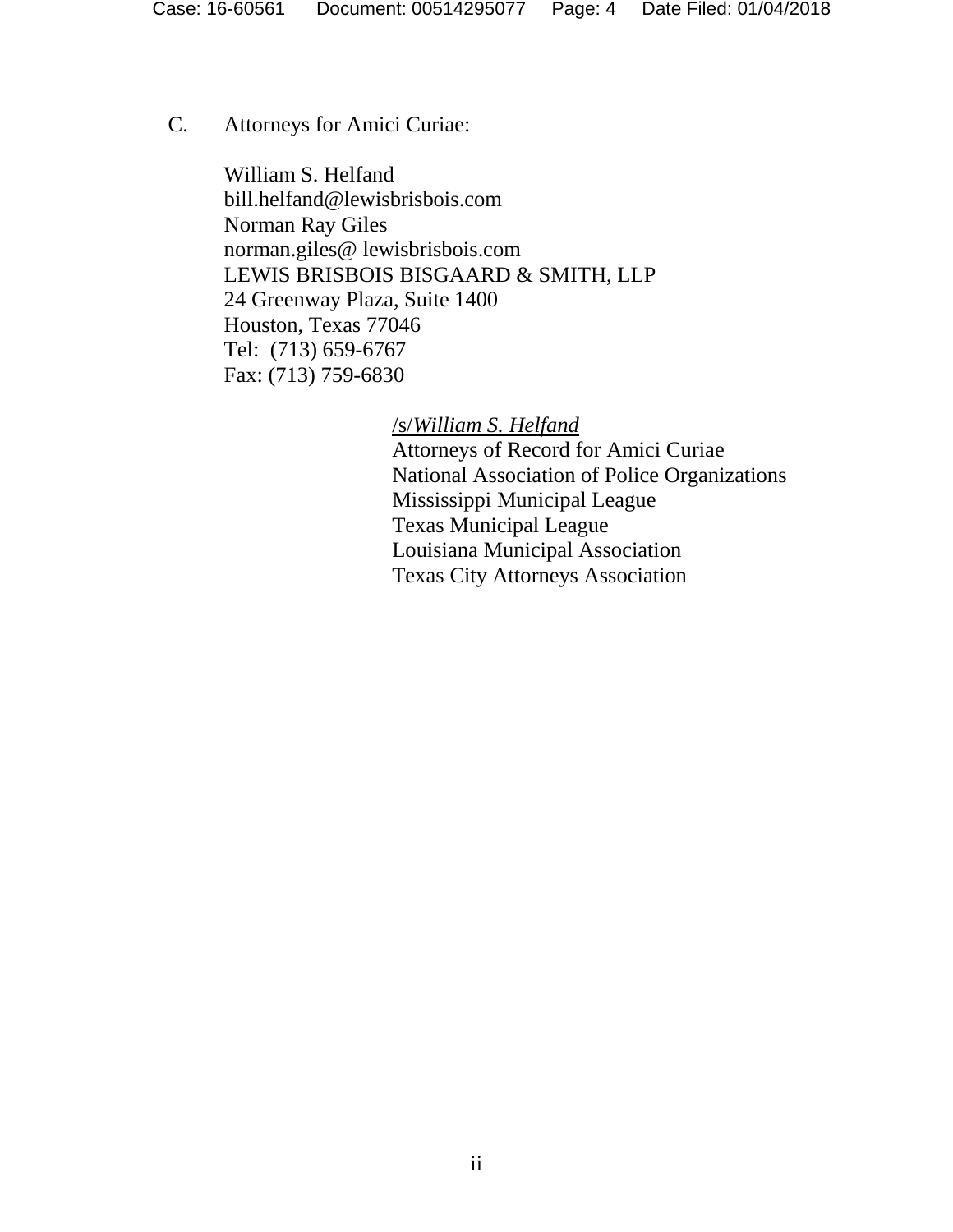C. Attorneys for Amici Curiae:

William S. Helfand
bill.helfand@lewisbrisbois.com
Norman Ray Giles
norman.giles@ lewisbrisbois.com
LEWIS BRISBOIS BISGAARD & SMITH, LLP
24 Greenway Plaza, Suite 1400
Houston, Texas 77046
Tel: (713) 659-6767
Fax: (713) 759-6830

/s/*William S. Helfand*
Attorneys of Record for Amici Curiae
National Association of Police Organizations
Mississippi Municipal League
Texas Municipal League
Louisiana Municipal Association
Texas City Attorneys Association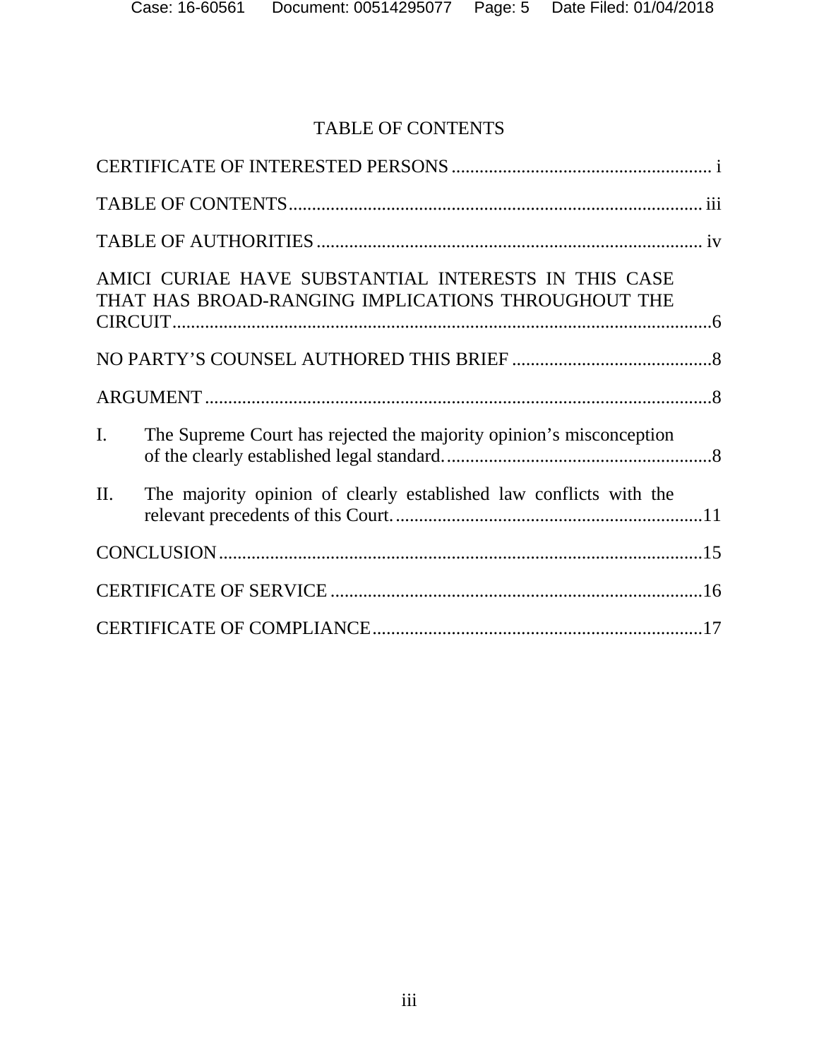# TABLE OF CONTENTS

CERTIFICATE OF INTERESTED PERSONS ........................................................ i

TABLE OF CONTENTS ........................................................................................ iii

TABLE OF AUTHORITIES .................................................................................. iv

AMICI CURIAE HAVE SUBSTANTIAL INTERESTS IN THIS CASE THAT HAS BROAD-RANGING IMPLICATIONS THROUGHOUT THE CIRCUIT .................................................................................................................6

NO PARTY'S COUNSEL AUTHORED THIS BRIEF ............................................8

ARGUMENT ............................................................................................................8

I. The Supreme Court has rejected the majority opinion's misconception of the clearly established legal standard. .........................................................8

II. The majority opinion of clearly established law conflicts with the relevant precedents of this Court. ..................................................................11

CONCLUSION .......................................................................................................15

CERTIFICATE OF SERVICE ................................................................................16

CERTIFICATE OF COMPLIANCE .......................................................................17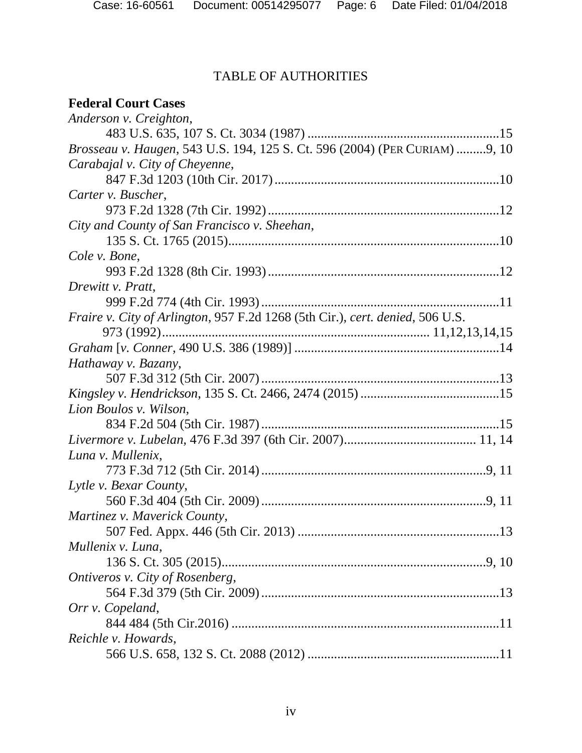TABLE OF AUTHORITIES

**Federal Court Cases**

*Anderson v. Creighton*,
    483 U.S. 635, 107 S. Ct. 3034 (1987) .........................................................15

*Brosseau v. Haugen*, 543 U.S. 194, 125 S. Ct. 596 (2004) (PER CURIAM) .........9, 10

*Carabajal v. City of Cheyenne*,
    847 F.3d 1203 (10th Cir. 2017).......................................................................10

*Carter v. Buscher*,
    973 F.2d 1328 (7th Cir. 1992).........................................................................12

*City and County of San Francisco v. Sheehan*,
    135 S. Ct. 1765 (2015)....................................................................................10

*Cole v. Bone*,
    993 F.2d 1328 (8th Cir. 1993).........................................................................12

*Drewitt v. Pratt*,
    999 F.2d 774 (4th Cir. 1993)...........................................................................11

*Fraire v. City of Arlington*, 957 F.2d 1268 (5th Cir.), *cert. denied*, 506 U.S.
    973 (1992)................................................................................. 11,12,13,14,15

*Graham* [*v. Conner*, 490 U.S. 386 (1989)] .......................................................14

*Hathaway v. Bazany*,
    507 F.3d 312 (5th Cir. 2007)...........................................................................13

*Kingsley v. Hendrickson*, 135 S. Ct. 2466, 2474 (2015) ...................................15

*Lion Boulos v. Wilson*,
    834 F.2d 504 (5th Cir. 1987)...........................................................................15

*Livermore v. Lubelan*, 476 F.3d 397 (6th Cir. 2007)......................................... 11, 14

*Luna v. Mullenix*,
    773 F.3d 712 (5th Cir. 2014).......................................................................9, 11

*Lytle v. Bexar County*,
    560 F.3d 404 (5th Cir. 2009).......................................................................9, 11

*Martinez v. Maverick County*,
    507 Fed. Appx. 446 (5th Cir. 2013) ..............................................................13

*Mullenix v. Luna*,
    136 S. Ct. 305 (2015).................................................................................9, 10

*Ontiveros v. City of Rosenberg*,
    564 F.3d 379 (5th Cir. 2009)...........................................................................13

*Orr v. Copeland*,
    844 484 (5th Cir.2016) ....................................................................................11

*Reichle v. Howards*,
    566 U.S. 658, 132 S. Ct. 2088 (2012) ............................................................11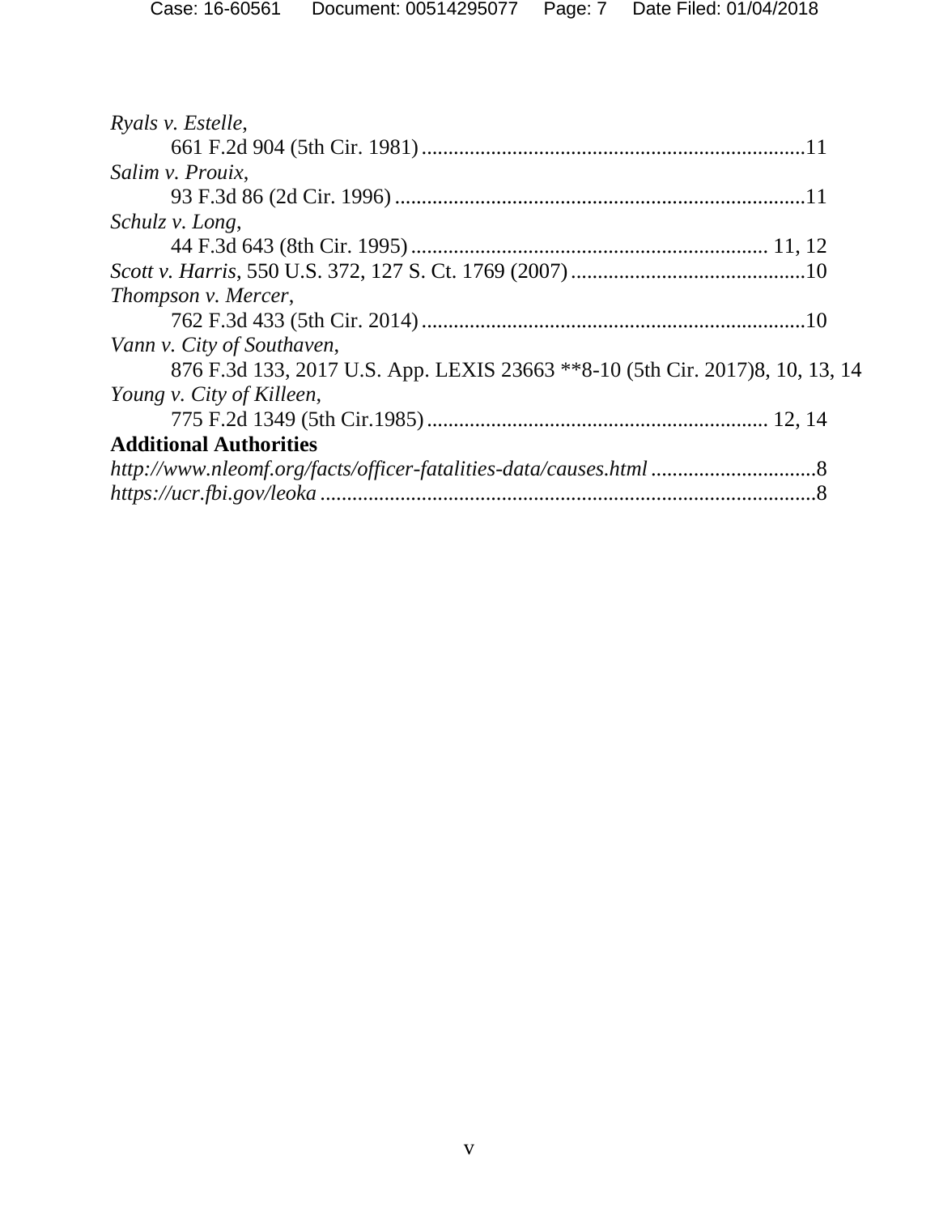*Ryals v. Estelle*,
661 F.2d 904 (5th Cir. 1981) ........................................................................11

*Salim v. Prouix*,
93 F.3d 86 (2d Cir. 1996) ............................................................................11

*Schulz v. Long*,
44 F.3d 643 (8th Cir. 1995) .................................................................. 11, 12

*Scott v. Harris*, 550 U.S. 372, 127 S. Ct. 1769 (2007) ............................................10

*Thompson v. Mercer*,
762 F.3d 433 (5th Cir. 2014) ........................................................................10

*Vann v. City of Southaven*,
876 F.3d 133, 2017 U.S. App. LEXIS 23663 **8-10 (5th Cir. 2017)8, 10, 13, 14

*Young v. City of Killeen*,
775 F.2d 1349 (5th Cir.1985) ............................................................... 12, 14

**Additional Authorities**

*http://www.nleomf.org/facts/officer-fatalities-data/causes.html* ...............................8

*https://ucr.fbi.gov/leoka* ............................................................................................8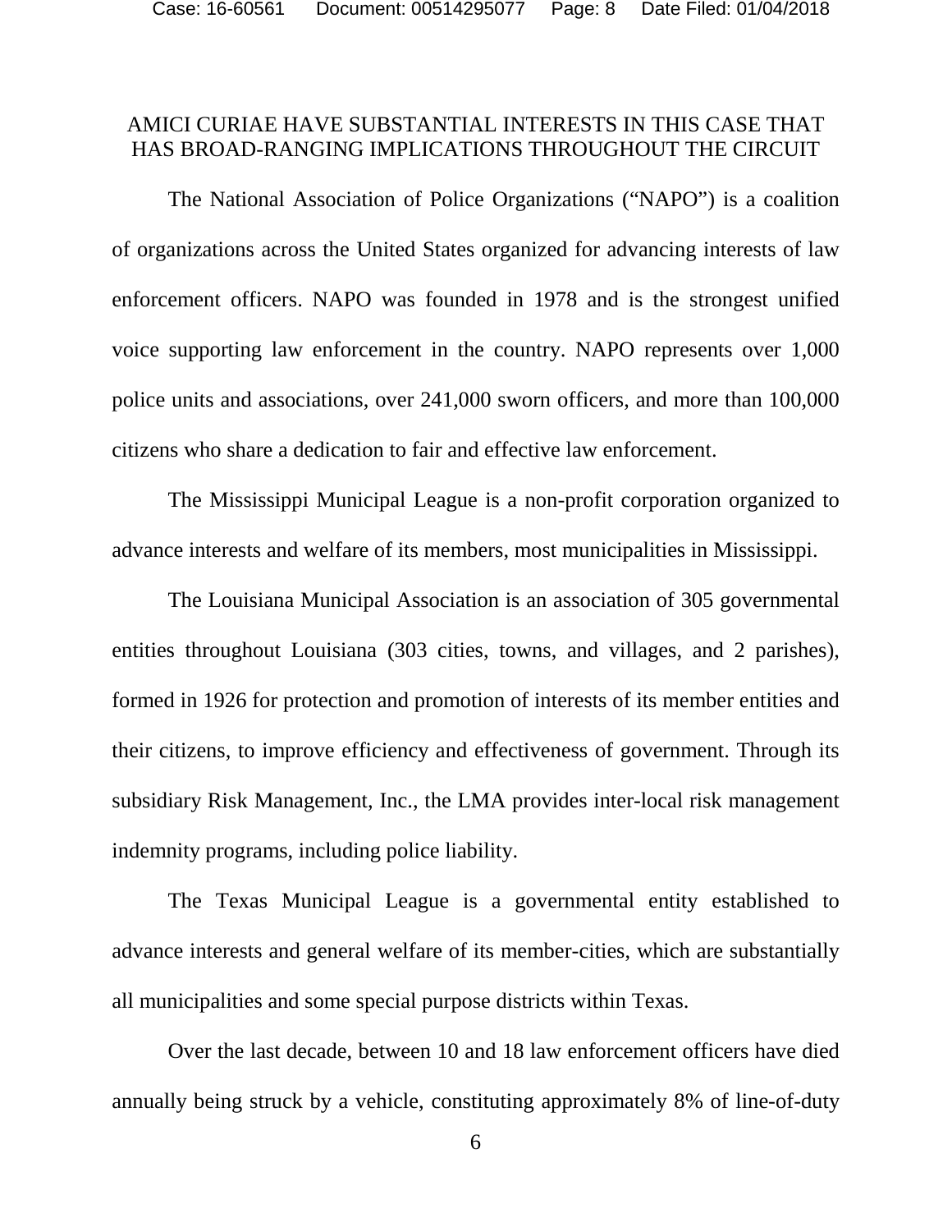## AMICI CURIAE HAVE SUBSTANTIAL INTERESTS IN THIS CASE THAT HAS BROAD-RANGING IMPLICATIONS THROUGHOUT THE CIRCUIT

The National Association of Police Organizations ("NAPO") is a coalition of organizations across the United States organized for advancing interests of law enforcement officers. NAPO was founded in 1978 and is the strongest unified voice supporting law enforcement in the country. NAPO represents over 1,000 police units and associations, over 241,000 sworn officers, and more than 100,000 citizens who share a dedication to fair and effective law enforcement.

The Mississippi Municipal League is a non-profit corporation organized to advance interests and welfare of its members, most municipalities in Mississippi.

The Louisiana Municipal Association is an association of 305 governmental entities throughout Louisiana (303 cities, towns, and villages, and 2 parishes), formed in 1926 for protection and promotion of interests of its member entities and their citizens, to improve efficiency and effectiveness of government. Through its subsidiary Risk Management, Inc., the LMA provides inter-local risk management indemnity programs, including police liability.

The Texas Municipal League is a governmental entity established to advance interests and general welfare of its member-cities, which are substantially all municipalities and some special purpose districts within Texas.

Over the last decade, between 10 and 18 law enforcement officers have died annually being struck by a vehicle, constituting approximately 8% of line-of-duty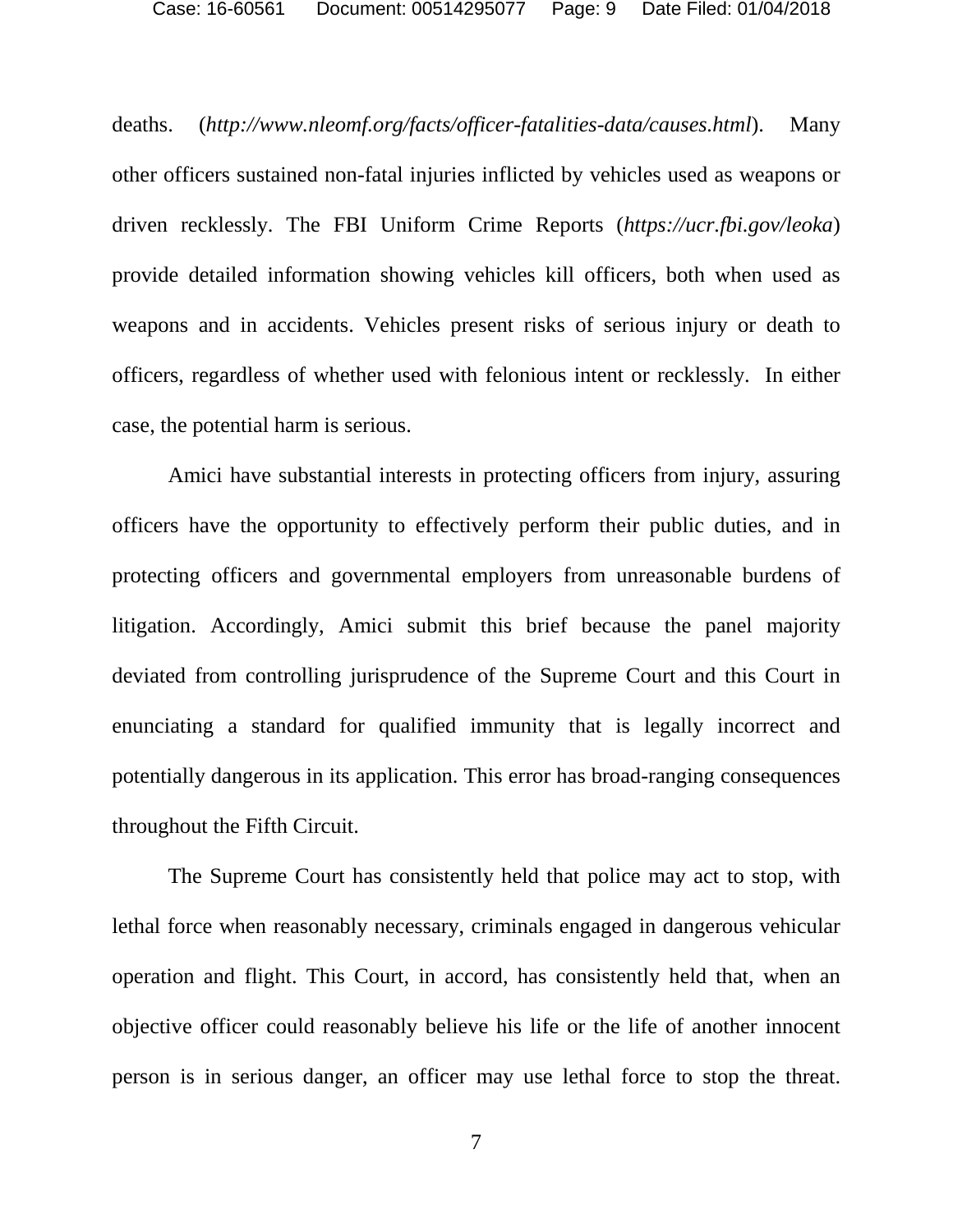deaths. (*http://www.nleomf.org/facts/officer-fatalities-data/causes.html*). Many other officers sustained non-fatal injuries inflicted by vehicles used as weapons or driven recklessly. The FBI Uniform Crime Reports (*https://ucr.fbi.gov/leoka*) provide detailed information showing vehicles kill officers, both when used as weapons and in accidents. Vehicles present risks of serious injury or death to officers, regardless of whether used with felonious intent or recklessly. In either case, the potential harm is serious.

Amici have substantial interests in protecting officers from injury, assuring officers have the opportunity to effectively perform their public duties, and in protecting officers and governmental employers from unreasonable burdens of litigation. Accordingly, Amici submit this brief because the panel majority deviated from controlling jurisprudence of the Supreme Court and this Court in enunciating a standard for qualified immunity that is legally incorrect and potentially dangerous in its application. This error has broad-ranging consequences throughout the Fifth Circuit.

The Supreme Court has consistently held that police may act to stop, with lethal force when reasonably necessary, criminals engaged in dangerous vehicular operation and flight. This Court, in accord, has consistently held that, when an objective officer could reasonably believe his life or the life of another innocent person is in serious danger, an officer may use lethal force to stop the threat.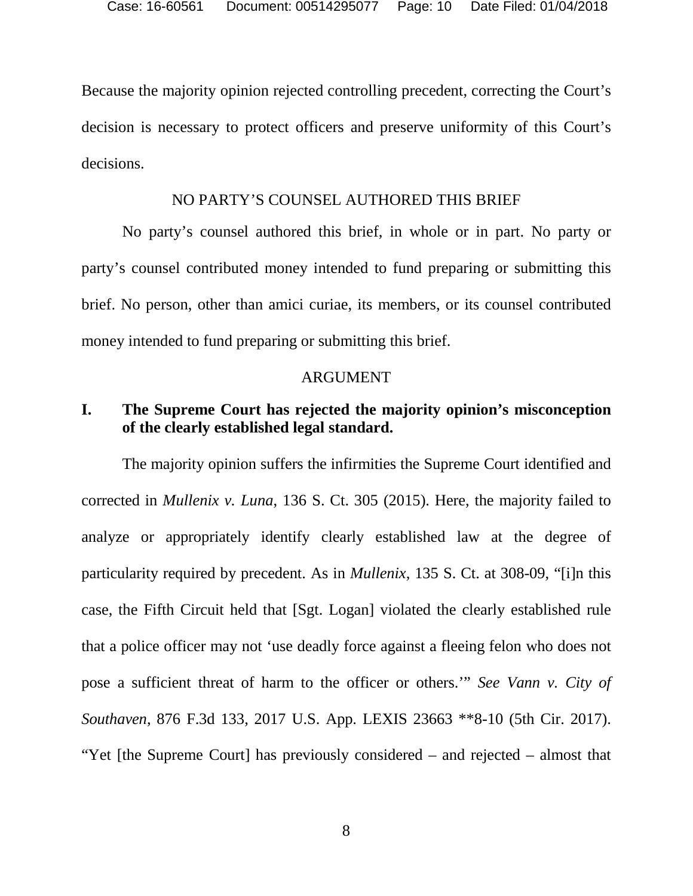Because the majority opinion rejected controlling precedent, correcting the Court's decision is necessary to protect officers and preserve uniformity of this Court's decisions.

## NO PARTY'S COUNSEL AUTHORED THIS BRIEF

No party's counsel authored this brief, in whole or in part. No party or party's counsel contributed money intended to fund preparing or submitting this brief. No person, other than amici curiae, its members, or its counsel contributed money intended to fund preparing or submitting this brief.

## ARGUMENT

### I. The Supreme Court has rejected the majority opinion's misconception of the clearly established legal standard.

The majority opinion suffers the infirmities the Supreme Court identified and corrected in *Mullenix v. Luna*, 136 S. Ct. 305 (2015). Here, the majority failed to analyze or appropriately identify clearly established law at the degree of particularity required by precedent. As in *Mullenix*, 135 S. Ct. at 308-09, "[i]n this case, the Fifth Circuit held that [Sgt. Logan] violated the clearly established rule that a police officer may not 'use deadly force against a fleeing felon who does not pose a sufficient threat of harm to the officer or others.'" *See Vann v. City of Southaven*, 876 F.3d 133, 2017 U.S. App. LEXIS 23663 **8-10 (5th Cir. 2017). "Yet [the Supreme Court] has previously considered – and rejected – almost that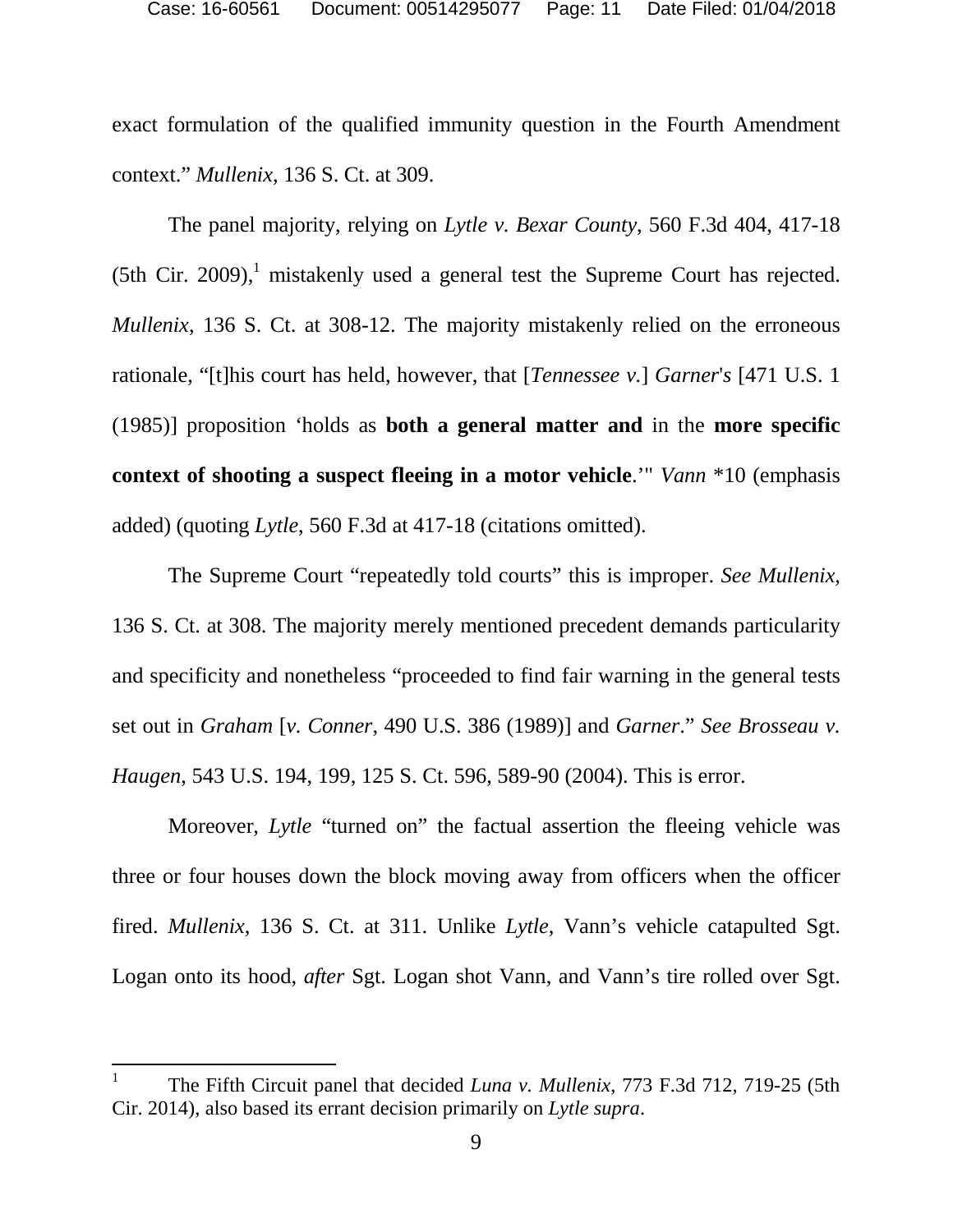exact formulation of the qualified immunity question in the Fourth Amendment context." *Mullenix*, 136 S. Ct. at 309.

The panel majority, relying on *Lytle v. Bexar County*, 560 F.3d 404, 417-18 (5th Cir. 2009),[1] mistakenly used a general test the Supreme Court has rejected. *Mullenix*, 136 S. Ct. at 308-12. The majority mistakenly relied on the erroneous rationale, "[t]his court has held, however, that [*Tennessee v.*] *Garner's* [471 U.S. 1 (1985)] proposition 'holds as **both a general matter and** in the **more specific context of shooting a suspect fleeing in a motor vehicle**.'" *Vann* *10 (emphasis added) (quoting *Lytle*, 560 F.3d at 417-18 (citations omitted).

The Supreme Court "repeatedly told courts" this is improper. *See Mullenix*, 136 S. Ct. at 308. The majority merely mentioned precedent demands particularity and specificity and nonetheless "proceeded to find fair warning in the general tests set out in *Graham* [*v. Conner*, 490 U.S. 386 (1989)] and *Garner*." *See Brosseau v. Haugen*, 543 U.S. 194, 199, 125 S. Ct. 596, 589-90 (2004). This is error.

Moreover, *Lytle* "turned on" the factual assertion the fleeing vehicle was three or four houses down the block moving away from officers when the officer fired. *Mullenix*, 136 S. Ct. at 311. Unlike *Lytle*, Vann's vehicle catapulted Sgt. Logan onto its hood, *after* Sgt. Logan shot Vann, and Vann's tire rolled over Sgt.

---

[1] The Fifth Circuit panel that decided *Luna v. Mullenix*, 773 F.3d 712, 719-25 (5th Cir. 2014), also based its errant decision primarily on *Lytle supra*.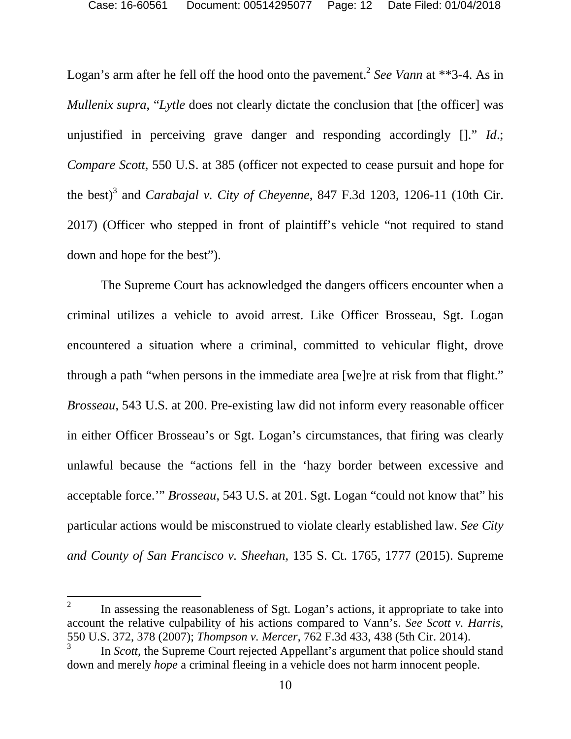Logan's arm after he fell off the hood onto the pavement.[2] *See Vann* at **3-4. As in *Mullenix supra*, "*Lytle* does not clearly dictate the conclusion that [the officer] was unjustified in perceiving grave danger and responding accordingly []." *Id*.; *Compare Scott*, 550 U.S. at 385 (officer not expected to cease pursuit and hope for the best)[3] and *Carabajal v. City of Cheyenne*, 847 F.3d 1203, 1206-11 (10th Cir. 2017) (Officer who stepped in front of plaintiff's vehicle "not required to stand down and hope for the best").

The Supreme Court has acknowledged the dangers officers encounter when a criminal utilizes a vehicle to avoid arrest. Like Officer Brosseau, Sgt. Logan encountered a situation where a criminal, committed to vehicular flight, drove through a path "when persons in the immediate area [we]re at risk from that flight." *Brosseau*, 543 U.S. at 200. Pre-existing law did not inform every reasonable officer in either Officer Brosseau's or Sgt. Logan's circumstances, that firing was clearly unlawful because the "actions fell in the 'hazy border between excessive and acceptable force.'" *Brosseau*, 543 U.S. at 201. Sgt. Logan "could not know that" his particular actions would be misconstrued to violate clearly established law. *See City and County of San Francisco v. Sheehan*, 135 S. Ct. 1765, 1777 (2015). Supreme

---

[2] In assessing the reasonableness of Sgt. Logan's actions, it appropriate to take into account the relative culpability of his actions compared to Vann's. *See Scott v. Harris*, 550 U.S. 372, 378 (2007); *Thompson v. Mercer*, 762 F.3d 433, 438 (5th Cir. 2014).

[3] In *Scott*, the Supreme Court rejected Appellant's argument that police should stand down and merely *hope* a criminal fleeing in a vehicle does not harm innocent people.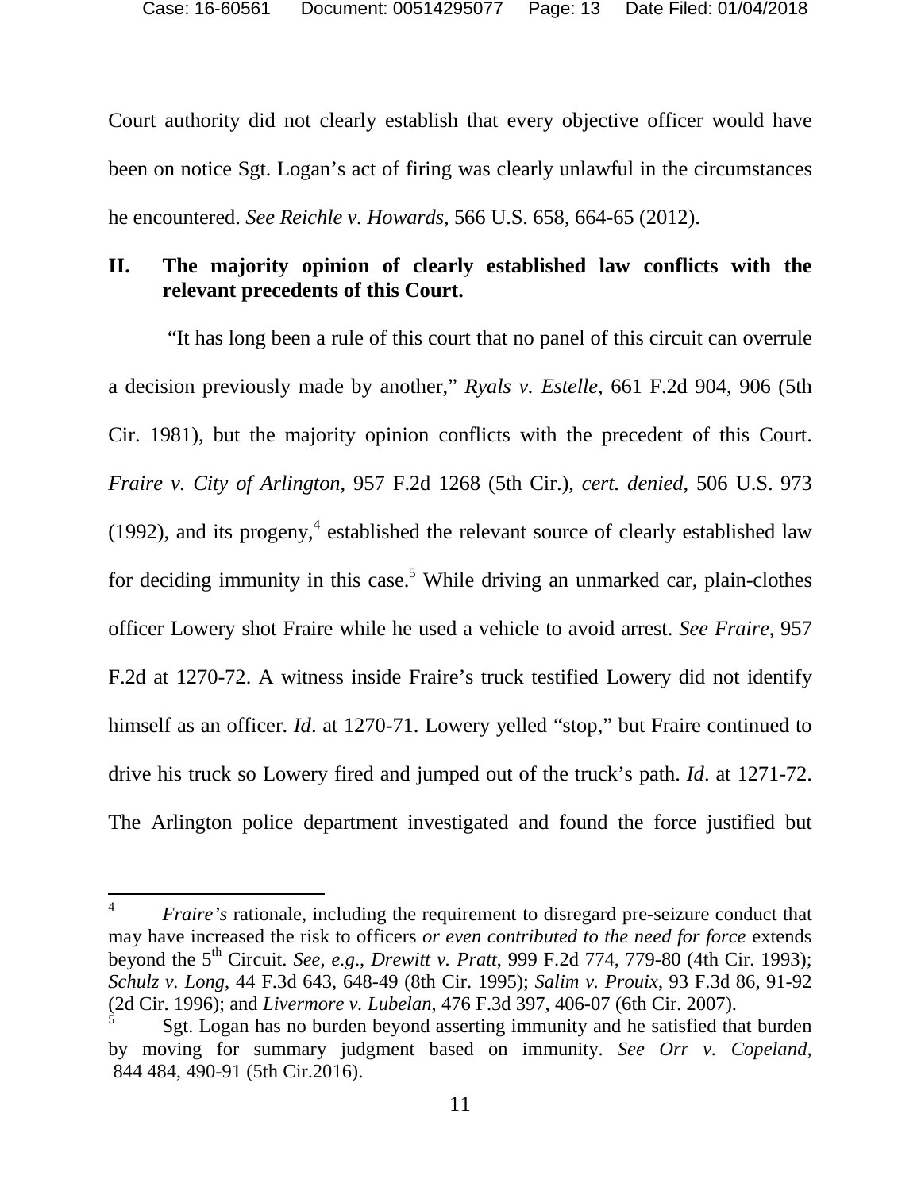Court authority did not clearly establish that every objective officer would have been on notice Sgt. Logan's act of firing was clearly unlawful in the circumstances he encountered. *See Reichle v. Howards*, 566 U.S. 658, 664-65 (2012).

## II. The majority opinion of clearly established law conflicts with the relevant precedents of this Court.

"It has long been a rule of this court that no panel of this circuit can overrule a decision previously made by another," *Ryals v. Estelle*, 661 F.2d 904, 906 (5th Cir. 1981), but the majority opinion conflicts with the precedent of this Court. *Fraire v. City of Arlington*, 957 F.2d 1268 (5th Cir.), *cert. denied*, 506 U.S. 973 (1992), and its progeny,[4] established the relevant source of clearly established law for deciding immunity in this case.[5] While driving an unmarked car, plain-clothes officer Lowery shot Fraire while he used a vehicle to avoid arrest. *See Fraire*, 957 F.2d at 1270-72. A witness inside Fraire's truck testified Lowery did not identify himself as an officer. *Id*. at 1270-71. Lowery yelled "stop," but Fraire continued to drive his truck so Lowery fired and jumped out of the truck's path. *Id*. at 1271-72. The Arlington police department investigated and found the force justified but

---

[4] *Fraire's* rationale, including the requirement to disregard pre-seizure conduct that may have increased the risk to officers *or even contributed to the need for force* extends beyond the 5th Circuit. *See, e.g*., *Drewitt v. Pratt*, 999 F.2d 774, 779-80 (4th Cir. 1993); *Schulz v. Long*, 44 F.3d 643, 648-49 (8th Cir. 1995); *Salim v. Prouix*, 93 F.3d 86, 91-92 (2d Cir. 1996); and *Livermore v. Lubelan*, 476 F.3d 397, 406-07 (6th Cir. 2007).

[5] Sgt. Logan has no burden beyond asserting immunity and he satisfied that burden by moving for summary judgment based on immunity. *See Orr v. Copeland*, 844 484, 490-91 (5th Cir.2016).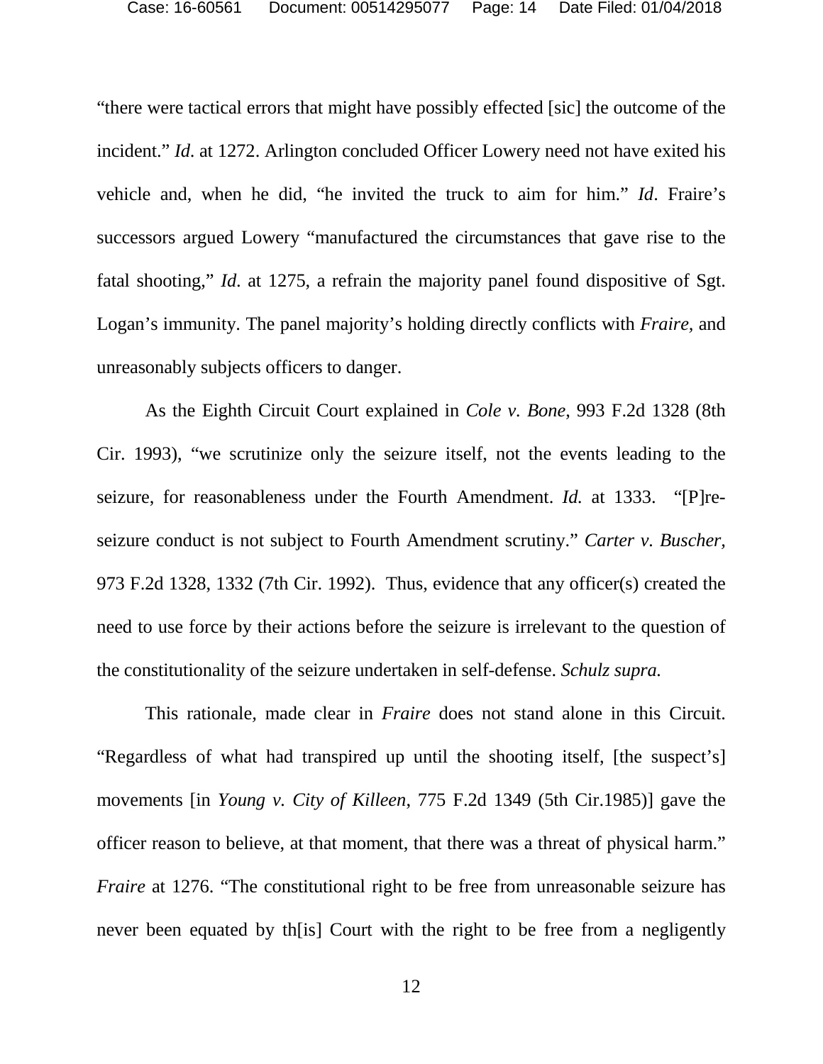"there were tactical errors that might have possibly effected [sic] the outcome of the incident." *Id*. at 1272. Arlington concluded Officer Lowery need not have exited his vehicle and, when he did, "he invited the truck to aim for him." *Id*. Fraire's successors argued Lowery "manufactured the circumstances that gave rise to the fatal shooting," *Id*. at 1275, a refrain the majority panel found dispositive of Sgt. Logan's immunity. The panel majority's holding directly conflicts with *Fraire*, and unreasonably subjects officers to danger.

As the Eighth Circuit Court explained in *Cole v. Bone*, 993 F.2d 1328 (8th Cir. 1993), "we scrutinize only the seizure itself, not the events leading to the seizure, for reasonableness under the Fourth Amendment. *Id.* at 1333. "[P]re-seizure conduct is not subject to Fourth Amendment scrutiny." *Carter v. Buscher*, 973 F.2d 1328, 1332 (7th Cir. 1992). Thus, evidence that any officer(s) created the need to use force by their actions before the seizure is irrelevant to the question of the constitutionality of the seizure undertaken in self-defense. *Schulz supra.*

This rationale, made clear in *Fraire* does not stand alone in this Circuit. "Regardless of what had transpired up until the shooting itself, [the suspect's] movements [in *Young v. City of Killeen*, 775 F.2d 1349 (5th Cir.1985)] gave the officer reason to believe, at that moment, that there was a threat of physical harm." *Fraire* at 1276. "The constitutional right to be free from unreasonable seizure has never been equated by th[is] Court with the right to be free from a negligently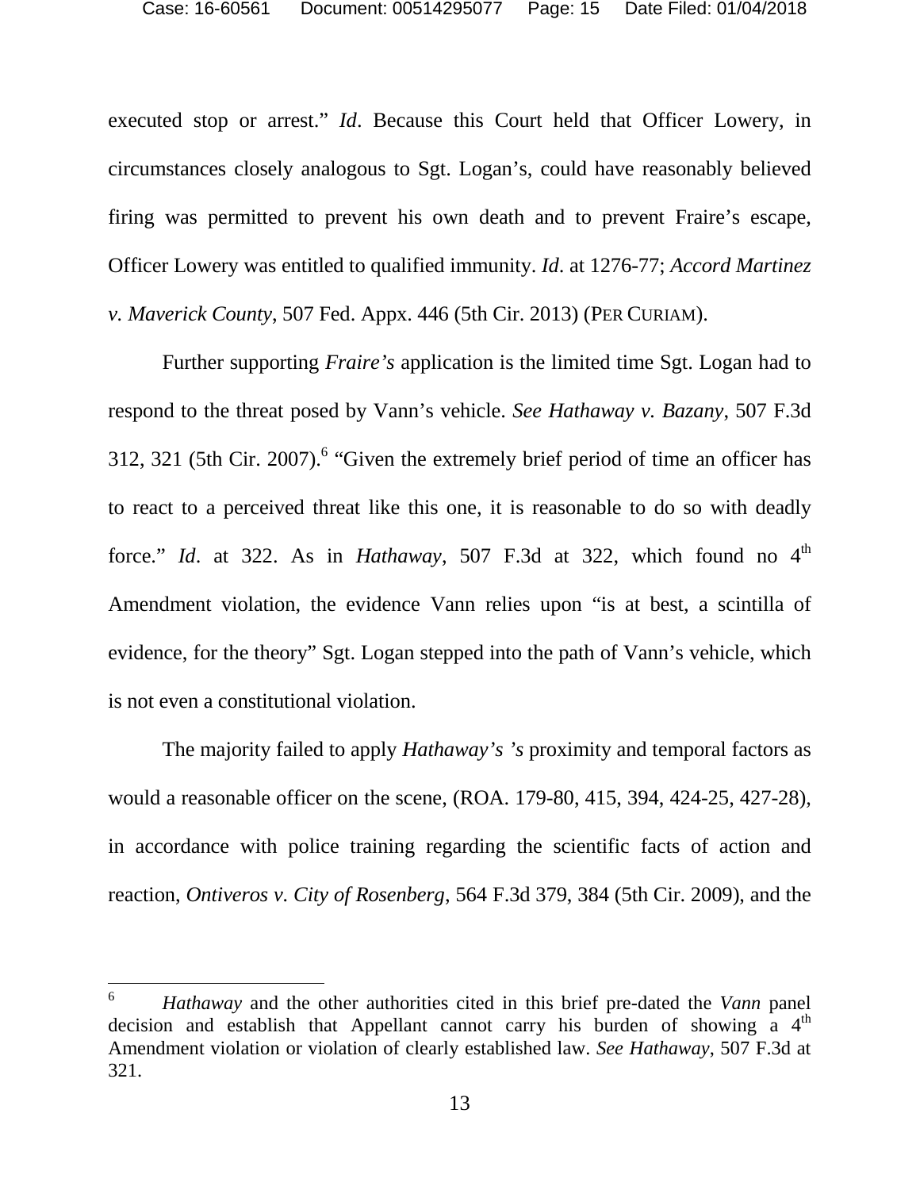executed stop or arrest." *Id*. Because this Court held that Officer Lowery, in circumstances closely analogous to Sgt. Logan's, could have reasonably believed firing was permitted to prevent his own death and to prevent Fraire's escape, Officer Lowery was entitled to qualified immunity. *Id*. at 1276-77; *Accord Martinez v. Maverick County*, 507 Fed. Appx. 446 (5th Cir. 2013) (PER CURIAM).

Further supporting *Fraire's* application is the limited time Sgt. Logan had to respond to the threat posed by Vann's vehicle. *See Hathaway v. Bazany*, 507 F.3d 312, 321 (5th Cir. 2007).[6] "Given the extremely brief period of time an officer has to react to a perceived threat like this one, it is reasonable to do so with deadly force." *Id*. at 322. As in *Hathaway*, 507 F.3d at 322, which found no 4th Amendment violation, the evidence Vann relies upon "is at best, a scintilla of evidence, for the theory" Sgt. Logan stepped into the path of Vann's vehicle, which is not even a constitutional violation.

The majority failed to apply *Hathaway's 's* proximity and temporal factors as would a reasonable officer on the scene, (ROA. 179-80, 415, 394, 424-25, 427-28), in accordance with police training regarding the scientific facts of action and reaction, *Ontiveros v. City of Rosenberg*, 564 F.3d 379, 384 (5th Cir. 2009), and the

---

[6] *Hathaway* and the other authorities cited in this brief pre-dated the *Vann* panel decision and establish that Appellant cannot carry his burden of showing a 4th Amendment violation or violation of clearly established law. *See Hathaway*, 507 F.3d at 321.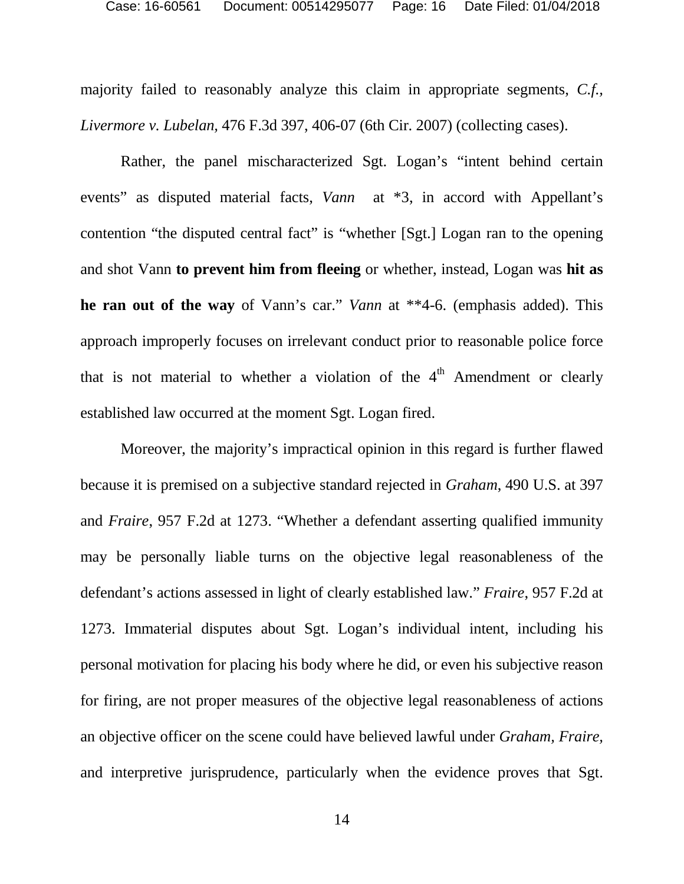majority failed to reasonably analyze this claim in appropriate segments, *C.f., Livermore v. Lubelan*, 476 F.3d 397, 406-07 (6th Cir. 2007) (collecting cases).

Rather, the panel mischaracterized Sgt. Logan's "intent behind certain events" as disputed material facts, *Vann* at *3, in accord with Appellant's contention "the disputed central fact" is "whether [Sgt.] Logan ran to the opening and shot Vann **to prevent him from fleeing** or whether, instead, Logan was **hit as he ran out of the way** of Vann's car." *Vann* at **4-6. (emphasis added). This approach improperly focuses on irrelevant conduct prior to reasonable police force that is not material to whether a violation of the 4th Amendment or clearly established law occurred at the moment Sgt. Logan fired.

Moreover, the majority's impractical opinion in this regard is further flawed because it is premised on a subjective standard rejected in *Graham*, 490 U.S. at 397 and *Fraire*, 957 F.2d at 1273. "Whether a defendant asserting qualified immunity may be personally liable turns on the objective legal reasonableness of the defendant's actions assessed in light of clearly established law." *Fraire*, 957 F.2d at 1273. Immaterial disputes about Sgt. Logan's individual intent, including his personal motivation for placing his body where he did, or even his subjective reason for firing, are not proper measures of the objective legal reasonableness of actions an objective officer on the scene could have believed lawful under *Graham, Fraire,* and interpretive jurisprudence, particularly when the evidence proves that Sgt.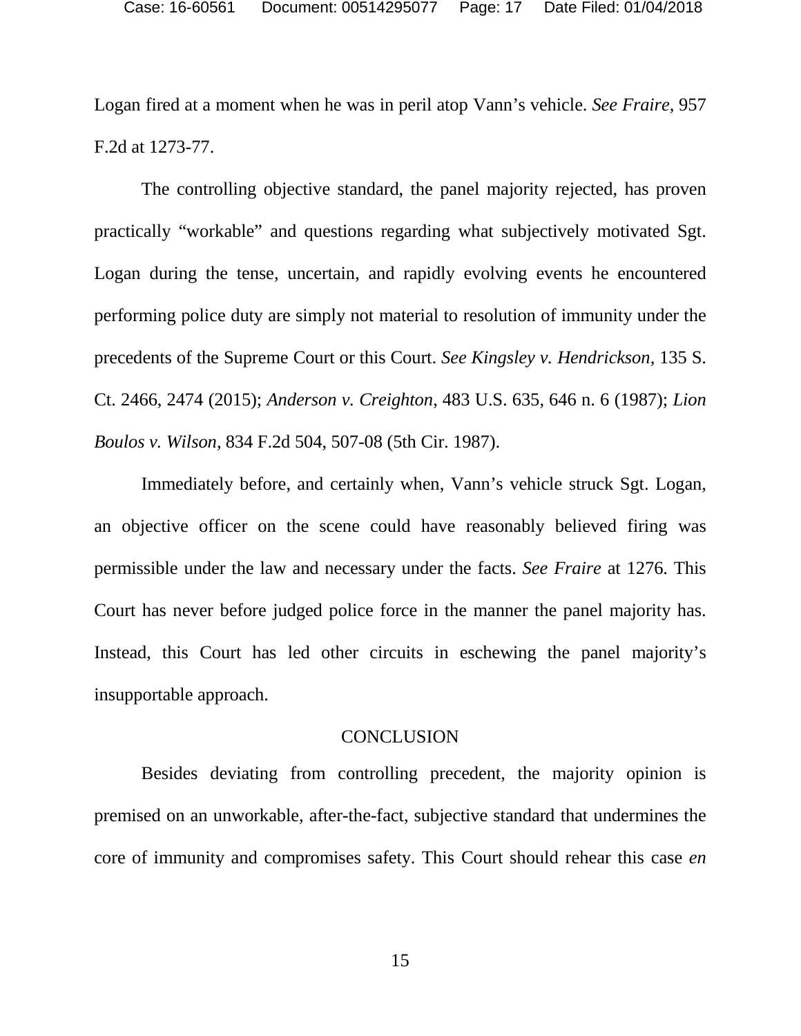Logan fired at a moment when he was in peril atop Vann's vehicle. *See Fraire*, 957 F.2d at 1273-77.

The controlling objective standard, the panel majority rejected, has proven practically "workable" and questions regarding what subjectively motivated Sgt. Logan during the tense, uncertain, and rapidly evolving events he encountered performing police duty are simply not material to resolution of immunity under the precedents of the Supreme Court or this Court. *See Kingsley v. Hendrickson*, 135 S. Ct. 2466, 2474 (2015); *Anderson v. Creighton*, 483 U.S. 635, 646 n. 6 (1987); *Lion Boulos v. Wilson*, 834 F.2d 504, 507-08 (5th Cir. 1987).

Immediately before, and certainly when, Vann's vehicle struck Sgt. Logan, an objective officer on the scene could have reasonably believed firing was permissible under the law and necessary under the facts. *See Fraire* at 1276. This Court has never before judged police force in the manner the panel majority has. Instead, this Court has led other circuits in eschewing the panel majority's insupportable approach.

## CONCLUSION

Besides deviating from controlling precedent, the majority opinion is premised on an unworkable, after-the-fact, subjective standard that undermines the core of immunity and compromises safety. This Court should rehear this case *en*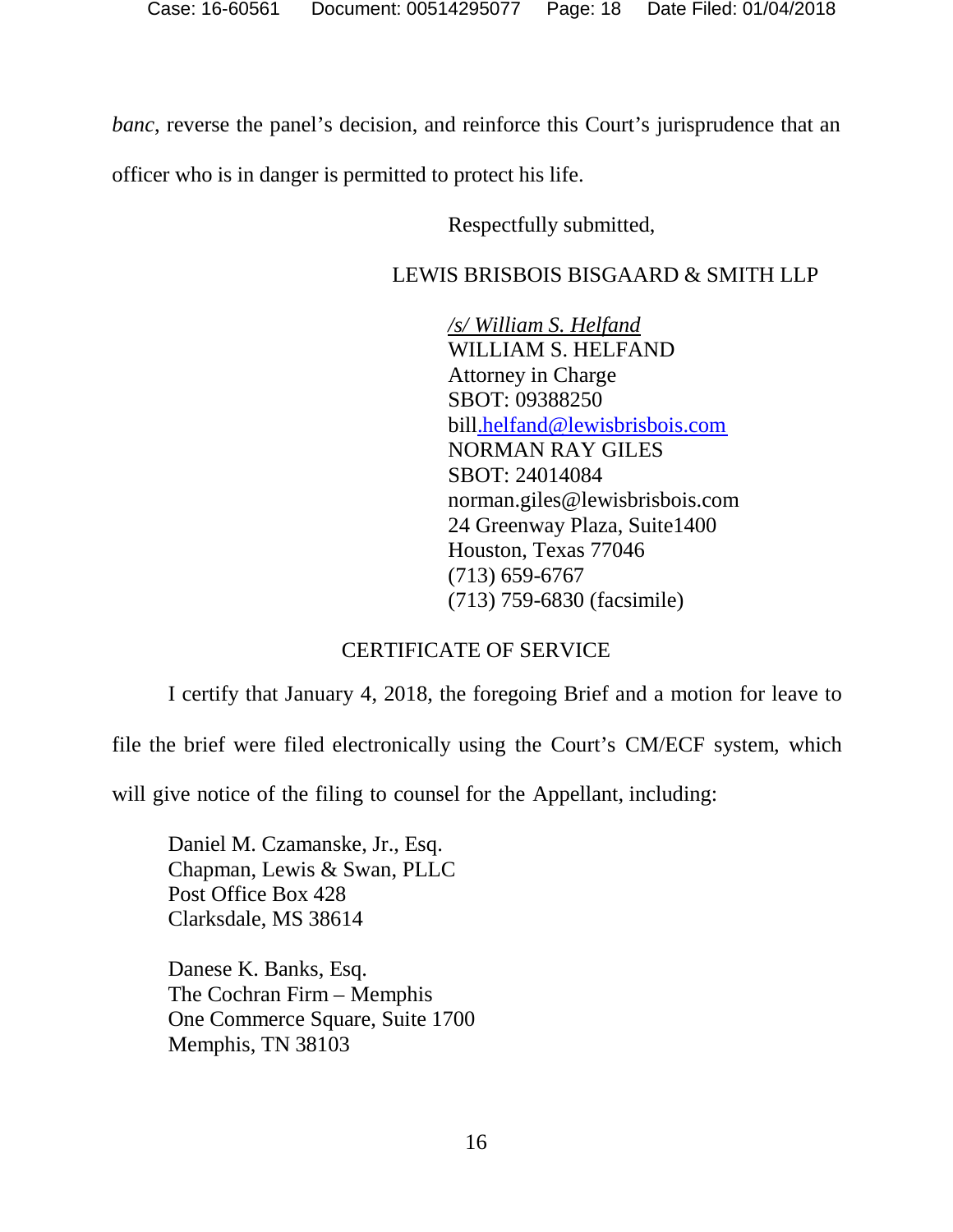*banc*, reverse the panel's decision, and reinforce this Court's jurisprudence that an officer who is in danger is permitted to protect his life.

Respectfully submitted,

LEWIS BRISBOIS BISGAARD & SMITH LLP

*/s/ William S. Helfand*
WILLIAM S. HELFAND
Attorney in Charge
SBOT: 09388250
bill.helfand@lewisbrisbois.com
NORMAN RAY GILES
SBOT: 24014084
norman.giles@lewisbrisbois.com
24 Greenway Plaza, Suite1400
Houston, Texas 77046
(713) 659-6767
(713) 759-6830 (facsimile)

CERTIFICATE OF SERVICE

I certify that January 4, 2018, the foregoing Brief and a motion for leave to file the brief were filed electronically using the Court's CM/ECF system, which will give notice of the filing to counsel for the Appellant, including:

Daniel M. Czamanske, Jr., Esq.
Chapman, Lewis & Swan, PLLC
Post Office Box 428
Clarksdale, MS 38614

Danese K. Banks, Esq.
The Cochran Firm – Memphis
One Commerce Square, Suite 1700
Memphis, TN 38103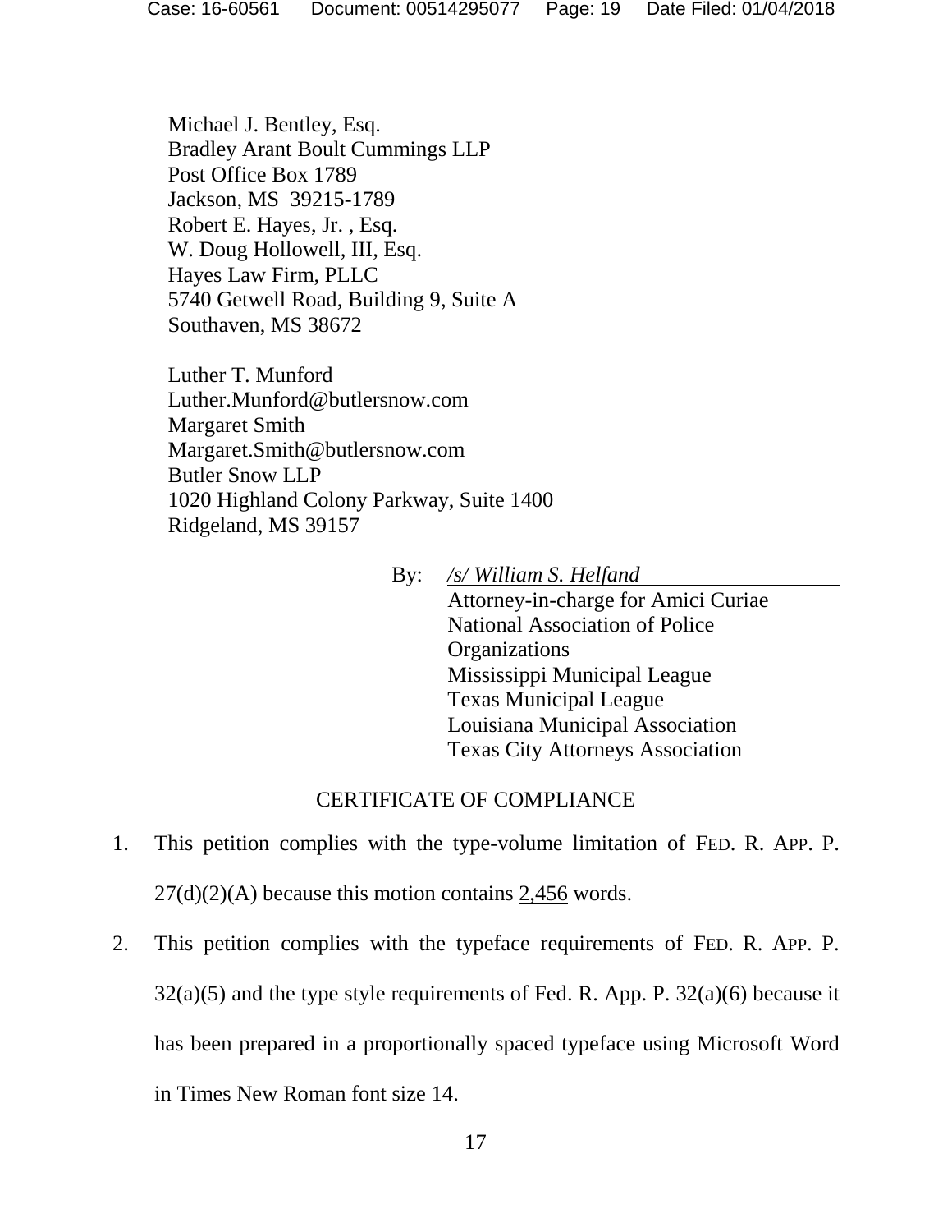Michael J. Bentley, Esq.
Bradley Arant Boult Cummings LLP
Post Office Box 1789
Jackson, MS 39215-1789
Robert E. Hayes, Jr. , Esq.
W. Doug Hollowell, III, Esq.
Hayes Law Firm, PLLC
5740 Getwell Road, Building 9, Suite A
Southaven, MS 38672

Luther T. Munford
Luther.Munford@butlersnow.com
Margaret Smith
Margaret.Smith@butlersnow.com
Butler Snow LLP
1020 Highland Colony Parkway, Suite 1400
Ridgeland, MS 39157

By: */s/ William S. Helfand*
Attorney-in-charge for Amici Curiae
National Association of Police Organizations
Mississippi Municipal League
Texas Municipal League
Louisiana Municipal Association
Texas City Attorneys Association

CERTIFICATE OF COMPLIANCE

1. This petition complies with the type-volume limitation of FED. R. APP. P. 27(d)(2)(A) because this motion contains 2,456 words.
2. This petition complies with the typeface requirements of FED. R. APP. P. 32(a)(5) and the type style requirements of Fed. R. App. P. 32(a)(6) because it has been prepared in a proportionally spaced typeface using Microsoft Word in Times New Roman font size 14.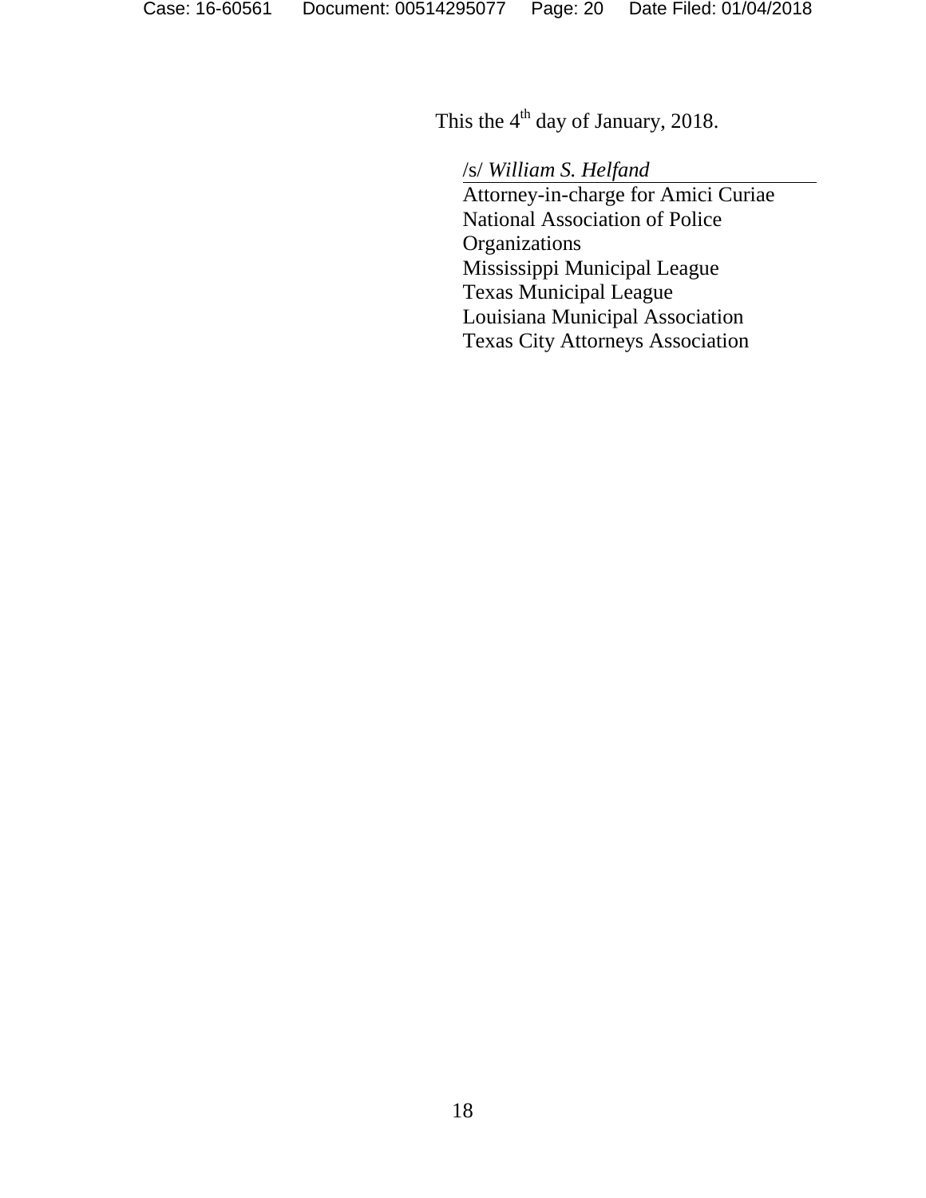This the 4th day of January, 2018.

/s/ *William S. Helfand*
Attorney-in-charge for Amici Curiae
National Association of Police
Organizations
Mississippi Municipal League
Texas Municipal League
Louisiana Municipal Association
Texas City Attorneys Association